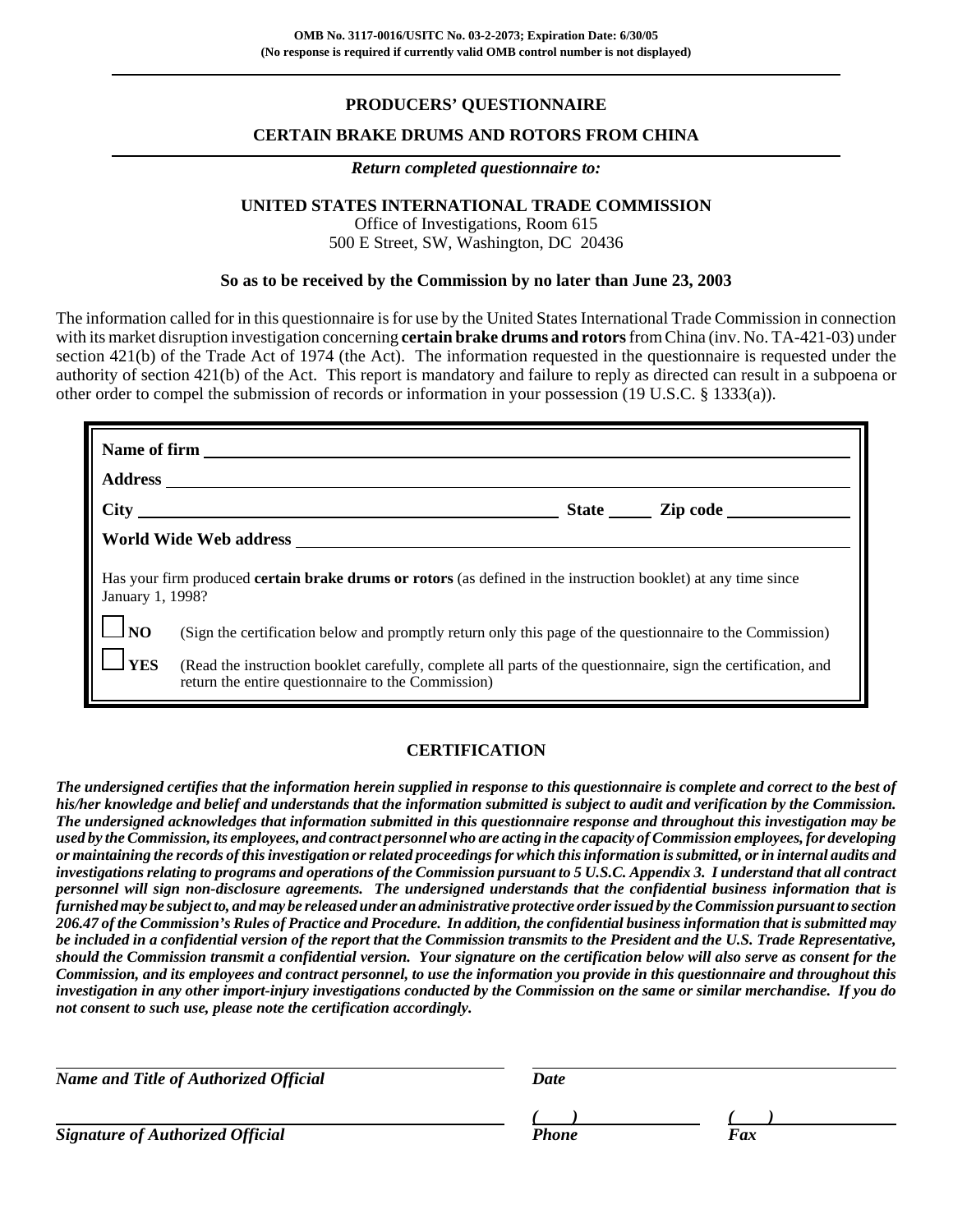**OMB No. 3117-0016/USITC No. 03-2-2073; Expiration Date: 6/30/05**
**(No response is required if currently valid OMB control number is not displayed)**

# PRODUCERS' QUESTIONNAIRE

## CERTAIN BRAKE DRUMS AND ROTORS FROM CHINA

***Return completed questionnaire to:***

**UNITED STATES INTERNATIONAL TRADE COMMISSION**
Office of Investigations, Room 615
500 E Street, SW, Washington, DC 20436

**So as to be received by the Commission by no later than June 23, 2003**

The information called for in this questionnaire is for use by the United States International Trade Commission in connection with its market disruption investigation concerning **certain brake drums and rotors** from China (inv. No. TA-421-03) under section 421(b) of the Trade Act of 1974 (the Act). The information requested in the questionnaire is requested under the authority of section 421(b) of the Act. This report is mandatory and failure to reply as directed can result in a subpoena or other order to compel the submission of records or information in your possession (19 U.S.C. § 1333(a)).

**Name of firm** ______________________________

**Address** ______________________________

**City** ______________________ **State** _____ **Zip code** __________

**World Wide Web address** ______________________________

Has your firm produced **certain brake drums or rotors** (as defined in the instruction booklet) at any time since January 1, 1998?

☐ **NO** (Sign the certification below and promptly return only this page of the questionnaire to the Commission)

☐ **YES** (Read the instruction booklet carefully, complete all parts of the questionnaire, sign the certification, and return the entire questionnaire to the Commission)

## CERTIFICATION

***The undersigned certifies that the information herein supplied in response to this questionnaire is complete and correct to the best of his/her knowledge and belief and understands that the information submitted is subject to audit and verification by the Commission. The undersigned acknowledges that information submitted in this questionnaire response and throughout this investigation may be used by the Commission, its employees, and contract personnel who are acting in the capacity of Commission employees, for developing or maintaining the records of this investigation or related proceedings for which this information is submitted, or in internal audits and investigations relating to programs and operations of the Commission pursuant to 5 U.S.C. Appendix 3. I understand that all contract personnel will sign non-disclosure agreements. The undersigned understands that the confidential business information that is furnished may be subject to, and may be released under an administrative protective order issued by the Commission pursuant to section 206.47 of the Commission's Rules of Practice and Procedure. In addition, the confidential business information that is submitted may be included in a confidential version of the report that the Commission transmits to the President and the U.S. Trade Representative, should the Commission transmit a confidential version. Your signature on the certification below will also serve as consent for the Commission, and its employees and contract personnel, to use the information you provide in this questionnaire and throughout this investigation in any other import-injury investigations conducted by the Commission on the same or similar merchandise. If you do not consent to such use, please note the certification accordingly.***

______________________________ ______________________________
***Name and Title of Authorized Official*** ***Date***

______________________________ ***(   )*** ______________ ***(   )*** ______________
***Signature of Authorized Official*** ***Phone*** ***Fax***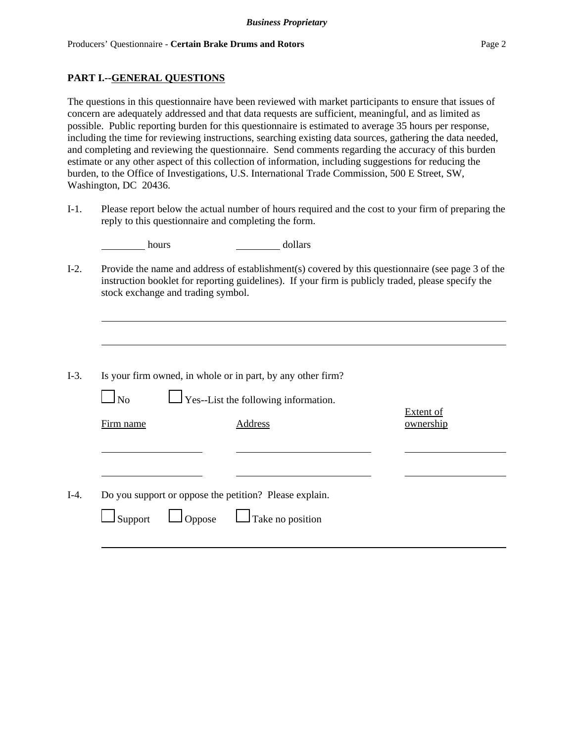## PART I.--GENERAL QUESTIONS

The questions in this questionnaire have been reviewed with market participants to ensure that issues of concern are adequately addressed and that data requests are sufficient, meaningful, and as limited as possible. Public reporting burden for this questionnaire is estimated to average 35 hours per response, including the time for reviewing instructions, searching existing data sources, gathering the data needed, and completing and reviewing the questionnaire. Send comments regarding the accuracy of this burden estimate or any other aspect of this collection of information, including suggestions for reducing the burden, to the Office of Investigations, U.S. International Trade Commission, 500 E Street, SW, Washington, DC 20436.

I-1. Please report below the actual number of hours required and the cost to your firm of preparing the reply to this questionnaire and completing the form.

________ hours ________ dollars

I-2. Provide the name and address of establishment(s) covered by this questionnaire (see page 3 of the instruction booklet for reporting guidelines). If your firm is publicly traded, please specify the stock exchange and trading symbol.

______________________________________________________________________

______________________________________________________________________

I-3. Is your firm owned, in whole or in part, by any other firm?

☐ No ☐ Yes--List the following information.

| Firm name | Address | Extent of ownership |
|---|---|---|
| | | |
| | | |

I-4. Do you support or oppose the petition? Please explain.

☐ Support ☐ Oppose ☐ Take no position

______________________________________________________________________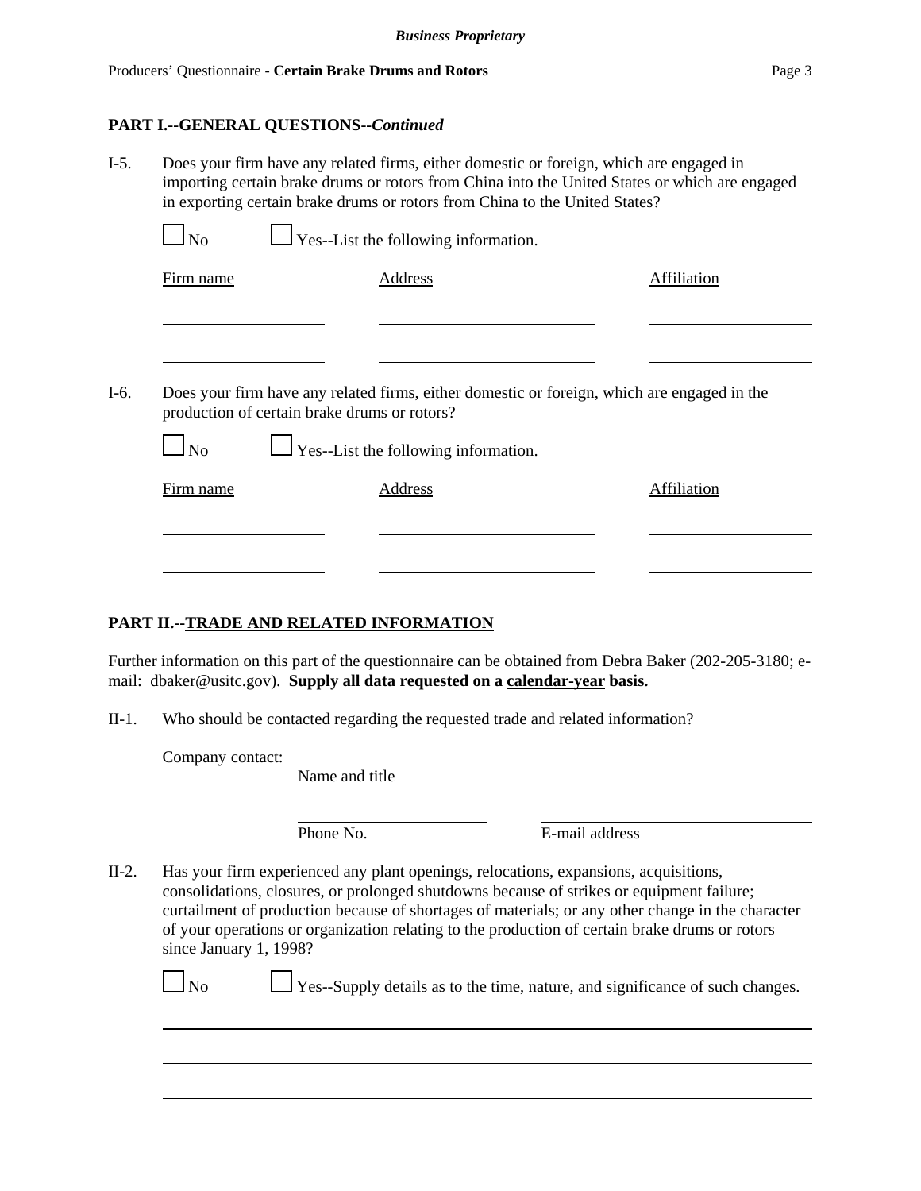## PART I.--GENERAL QUESTIONS--*Continued*

I-5. Does your firm have any related firms, either domestic or foreign, which are engaged in importing certain brake drums or rotors from China into the United States or which are engaged in exporting certain brake drums or rotors from China to the United States?

☐ No ☐ Yes--List the following information.

| Firm name | Address | Affiliation |
|---|---|---|
| | | |
| | | |

I-6. Does your firm have any related firms, either domestic or foreign, which are engaged in the production of certain brake drums or rotors?

☐ No ☐ Yes--List the following information.

| Firm name | Address | Affiliation |
|---|---|---|
| | | |
| | | |

## PART II.--TRADE AND RELATED INFORMATION

Further information on this part of the questionnaire can be obtained from Debra Baker (202-205-3180; e-mail: dbaker@usitc.gov). **Supply all data requested on a calendar-year basis.**

II-1. Who should be contacted regarding the requested trade and related information?

Company contact: ____________________
Name and title

____________________ ____________________
Phone No. E-mail address

II-2. Has your firm experienced any plant openings, relocations, expansions, acquisitions, consolidations, closures, or prolonged shutdowns because of strikes or equipment failure; curtailment of production because of shortages of materials; or any other change in the character of your operations or organization relating to the production of certain brake drums or rotors since January 1, 1998?

☐ No ☐ Yes--Supply details as to the time, nature, and significance of such changes.

____________________

____________________

____________________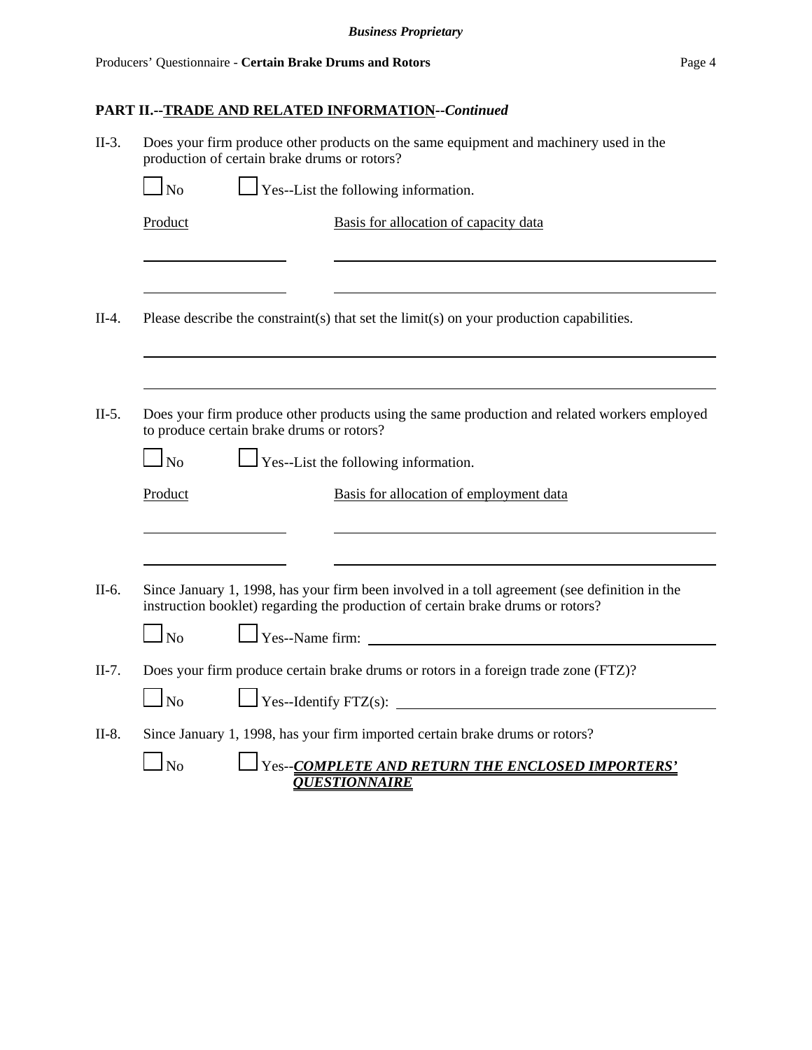## PART II.--TRADE AND RELATED INFORMATION--*Continued*

II-3. Does your firm produce other products on the same equipment and machinery used in the production of certain brake drums or rotors?

☐ No ☐ Yes--List the following information.

| Product | Basis for allocation of capacity data |
| --- | --- |
| | |
| | |

II-4. Please describe the constraint(s) that set the limit(s) on your production capabilities.

______________________________________________________________________

______________________________________________________________________

II-5. Does your firm produce other products using the same production and related workers employed to produce certain brake drums or rotors?

☐ No ☐ Yes--List the following information.

| Product | Basis for allocation of employment data |
| --- | --- |
| | |
| | |

II-6. Since January 1, 1998, has your firm been involved in a toll agreement (see definition in the instruction booklet) regarding the production of certain brake drums or rotors?

☐ No ☐ Yes--Name firm: ______________________________

II-7. Does your firm produce certain brake drums or rotors in a foreign trade zone (FTZ)?

☐ No ☐ Yes--Identify FTZ(s): ______________________________

II-8. Since January 1, 1998, has your firm imported certain brake drums or rotors?

☐ No ☐ Yes--***COMPLETE AND RETURN THE ENCLOSED IMPORTERS' QUESTIONNAIRE***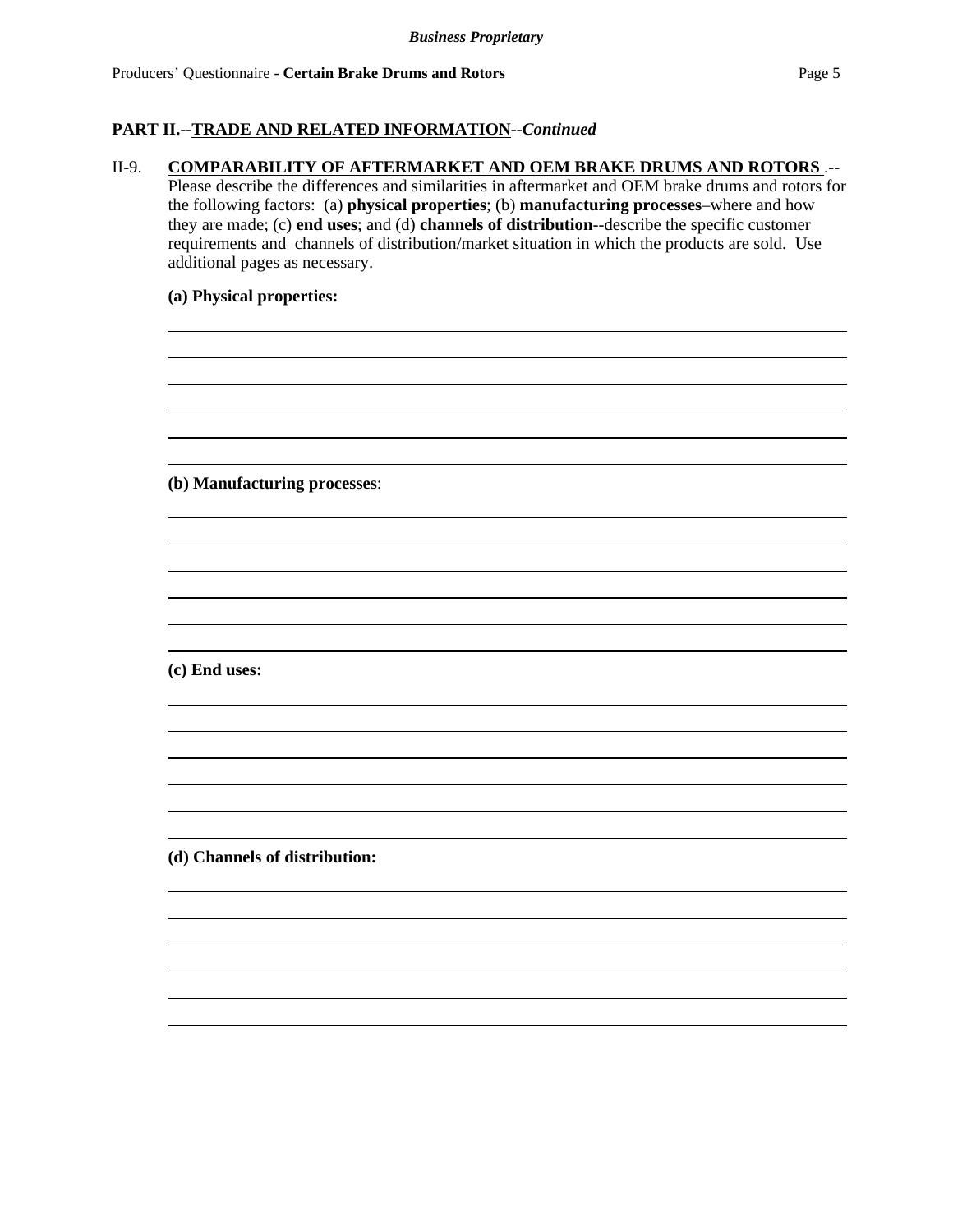**Business Proprietary**

## PART II.--TRADE AND RELATED INFORMATION--*Continued*

II-9. **COMPARABILITY OF AFTERMARKET AND OEM BRAKE DRUMS AND ROTORS** .--Please describe the differences and similarities in aftermarket and OEM brake drums and rotors for the following factors: (a) **physical properties**; (b) **manufacturing processes**–where and how they are made; (c) **end uses**; and (d) **channels of distribution**--describe the specific customer requirements and channels of distribution/market situation in which the products are sold. Use additional pages as necessary.

**(a) Physical properties:**

**(b) Manufacturing processes**:

**(c) End uses:**

**(d) Channels of distribution:**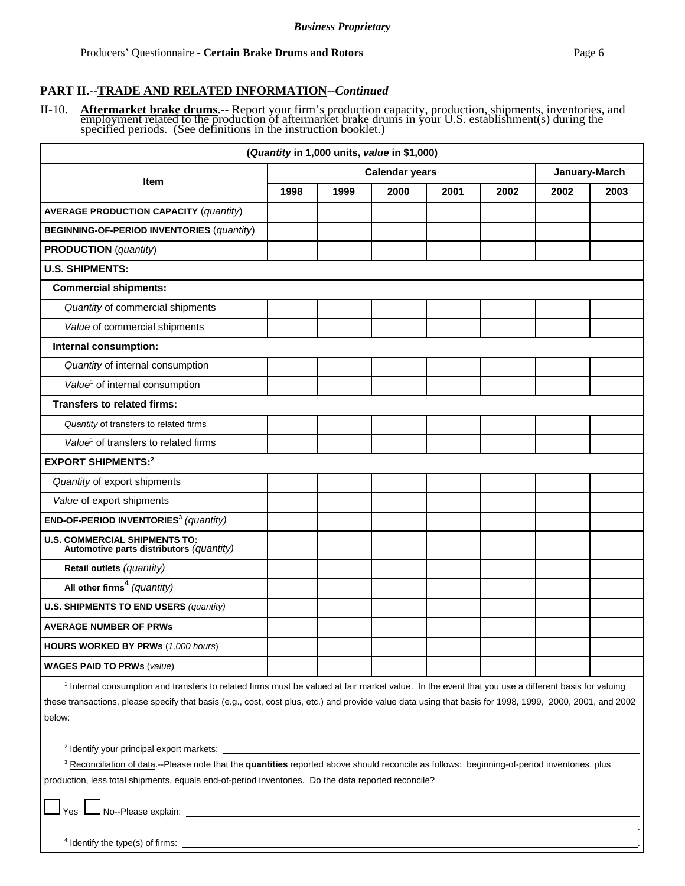*Business Proprietary*

Producers' Questionnaire - **Certain Brake Drums and Rotors**

## PART II.--TRADE AND RELATED INFORMATION--*Continued*

II-10. **Aftermarket brake drums**.-- Report your firm's production capacity, production, shipments, inventories, and employment related to the production of aftermarket brake drums in your U.S. establishment(s) during the specified periods. (See definitions in the instruction booklet.)

| (*Quantity* in 1,000 units, *value* in $1,000) | | | | | | | |
|---|---|---|---|---|---|---|---|
| **Item** | **Calendar years** | | | | | **January-March** | |
| | **1998** | **1999** | **2000** | **2001** | **2002** | **2002** | **2003** |
| **AVERAGE PRODUCTION CAPACITY** (*quantity*) | | | | | | | |
| **BEGINNING-OF-PERIOD INVENTORIES** (*quantity*) | | | | | | | |
| **PRODUCTION** (*quantity*) | | | | | | | |
| **U.S. SHIPMENTS:** | | | | | | | |
| **Commercial shipments:** | | | | | | | |
| *Quantity* of commercial shipments | | | | | | | |
| *Value* of commercial shipments | | | | | | | |
| **Internal consumption:** | | | | | | | |
| *Quantity* of internal consumption | | | | | | | |
| *Value*[1] of internal consumption | | | | | | | |
| **Transfers to related firms:** | | | | | | | |
| *Quantity* of transfers to related firms | | | | | | | |
| *Value*[1] of transfers to related firms | | | | | | | |
| **EXPORT SHIPMENTS:**[2] | | | | | | | |
| *Quantity* of export shipments | | | | | | | |
| *Value* of export shipments | | | | | | | |
| **END-OF-PERIOD INVENTORIES**[3] *(quantity)* | | | | | | | |
| **U.S. COMMERCIAL SHIPMENTS TO: Automotive parts distributors** *(quantity)* | | | | | | | |
| **Retail outlets** *(quantity)* | | | | | | | |
| **All other firms**[4] *(quantity)* | | | | | | | |
| **U.S. SHIPMENTS TO END USERS** *(quantity)* | | | | | | | |
| **AVERAGE NUMBER OF PRWs** | | | | | | | |
| **HOURS WORKED BY PRWs** (*1,000 hours*) | | | | | | | |
| **WAGES PAID TO PRWs** (*value*) | | | | | | | |

[1] Internal consumption and transfers to related firms must be valued at fair market value. In the event that you use a different basis for valuing these transactions, please specify that basis (e.g., cost, cost plus, etc.) and provide value data using that basis for 1998, 1999, 2000, 2001, and 2002 below:

______________________________________________________________________

[2] Identify your principal export markets: ______________________________

[3] Reconciliation of data.--Please note that the **quantities** reported above should reconcile as follows: beginning-of-period inventories, plus production, less total shipments, equals end-of-period inventories. Do the data reported reconcile?

☐ Yes ☐ No--Please explain: ______________________________

______________________________________________________________________.

[4] Identify the type(s) of firms: ______________________________.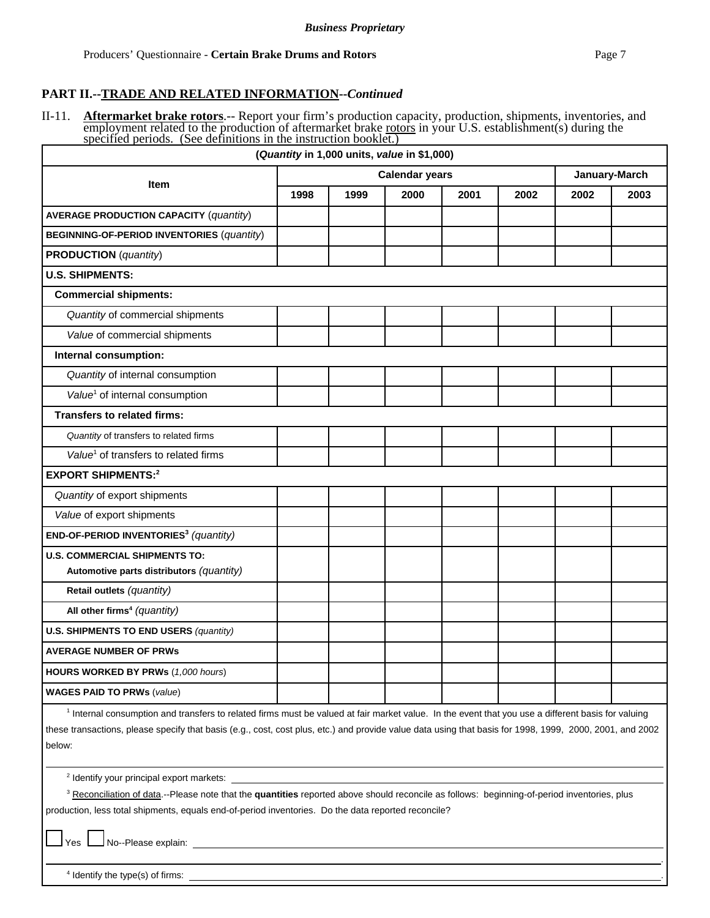*Business Proprietary*

Producers' Questionnaire - **Certain Brake Drums and Rotors**

## PART II.--TRADE AND RELATED INFORMATION--*Continued*

II-11. **Aftermarket brake rotors**.-- Report your firm's production capacity, production, shipments, inventories, and employment related to the production of aftermarket brake rotors in your U.S. establishment(s) during the specified periods. (See definitions in the instruction booklet.)

| (*Quantity* in 1,000 units, *value* in $1,000) | | | | | | | |
|---|---|---|---|---|---|---|---|
| **Item** | **Calendar years** | | | | | **January-March** | |
| | **1998** | **1999** | **2000** | **2001** | **2002** | **2002** | **2003** |
| **AVERAGE PRODUCTION CAPACITY** (*quantity*) | | | | | | | |
| **BEGINNING-OF-PERIOD INVENTORIES** (*quantity*) | | | | | | | |
| **PRODUCTION** (*quantity*) | | | | | | | |
| **U.S. SHIPMENTS:** | | | | | | | |
| **Commercial shipments:** | | | | | | | |
| *Quantity* of commercial shipments | | | | | | | |
| *Value* of commercial shipments | | | | | | | |
| **Internal consumption:** | | | | | | | |
| *Quantity* of internal consumption | | | | | | | |
| *Value*[1] of internal consumption | | | | | | | |
| **Transfers to related firms:** | | | | | | | |
| *Quantity* of transfers to related firms | | | | | | | |
| *Value*[1] of transfers to related firms | | | | | | | |
| **EXPORT SHIPMENTS:**[2] | | | | | | | |
| *Quantity* of export shipments | | | | | | | |
| *Value* of export shipments | | | | | | | |
| **END-OF-PERIOD INVENTORIES**[3] *(quantity)* | | | | | | | |
| **U.S. COMMERCIAL SHIPMENTS TO:** **Automotive parts distributors** *(quantity)* | | | | | | | |
| **Retail outlets** *(quantity)* | | | | | | | |
| **All other firms**[4] *(quantity)* | | | | | | | |
| **U.S. SHIPMENTS TO END USERS** *(quantity)* | | | | | | | |
| **AVERAGE NUMBER OF PRWs** | | | | | | | |
| **HOURS WORKED BY PRWs** (*1,000 hours*) | | | | | | | |
| **WAGES PAID TO PRWs** (*value*) | | | | | | | |

[1] Internal consumption and transfers to related firms must be valued at fair market value. In the event that you use a different basis for valuing these transactions, please specify that basis (e.g., cost, cost plus, etc.) and provide value data using that basis for 1998, 1999, 2000, 2001, and 2002 below:

______________________________________________________________________

[2] Identify your principal export markets: ______________________________________________

[3] Reconciliation of data.--Please note that the **quantities** reported above should reconcile as follows: beginning-of-period inventories, plus production, less total shipments, equals end-of-period inventories. Do the data reported reconcile?

☐ Yes ☐ No--Please explain: ______________________________________________

______________________________________________________________________.

[4] Identify the type(s) of firms: ______________________________________________.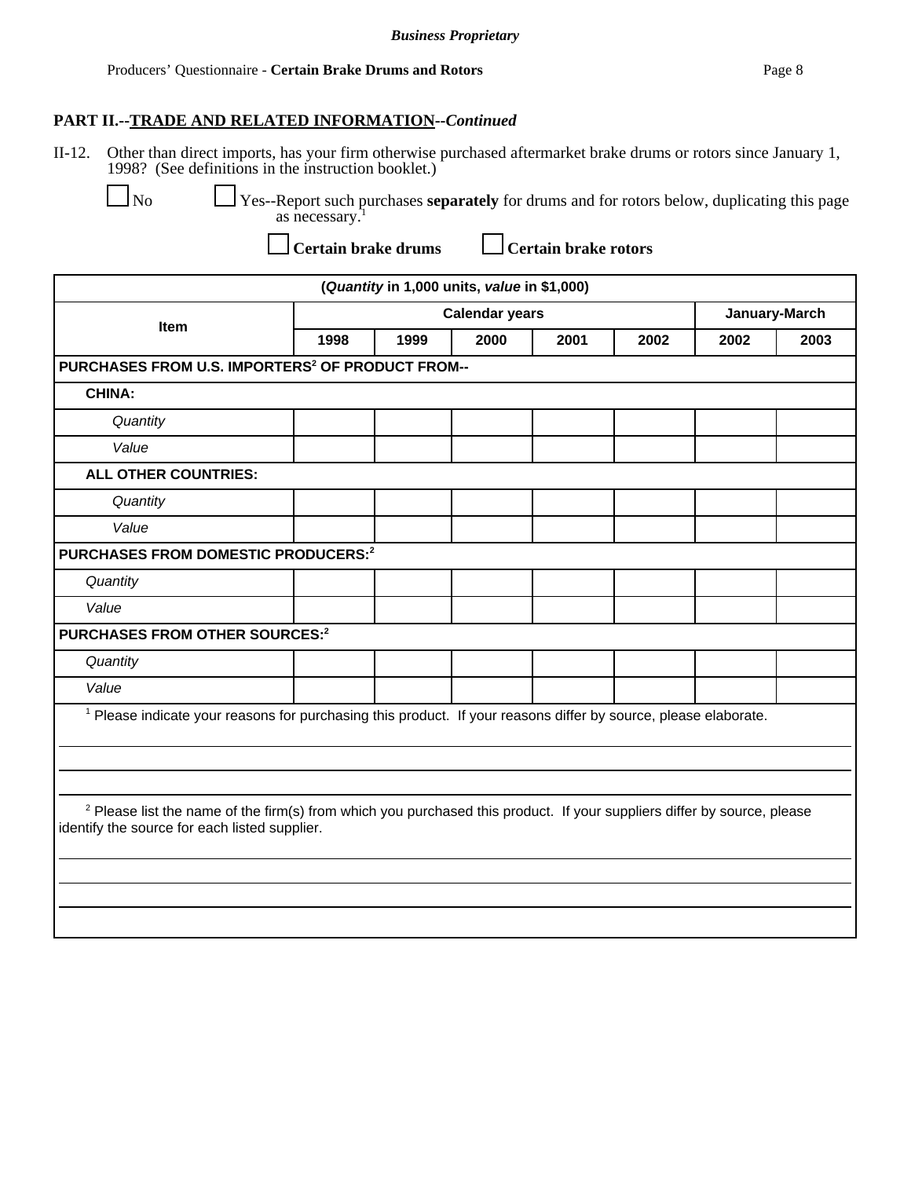**PART II.--TRADE AND RELATED INFORMATION--*Continued***

II-12. Other than direct imports, has your firm otherwise purchased aftermarket brake drums or rotors since January 1, 1998? (See definitions in the instruction booklet.)

☐ No ☐ Yes--Report such purchases **separately** for drums and for rotors below, duplicating this page as necessary.[1]

☐ **Certain brake drums** ☐ **Certain brake rotors**

| (*Quantity* in 1,000 units, *value* in $1,000) | | | | | | | |
|---|---|---|---|---|---|---|---|
| **Item** | **Calendar years** | | | | | **January-March** | |
| | **1998** | **1999** | **2000** | **2001** | **2002** | **2002** | **2003** |
| **PURCHASES FROM U.S. IMPORTERS[2] OF PRODUCT FROM--** | | | | | | | |
| **CHINA:** | | | | | | | |
| *Quantity* | | | | | | | |
| *Value* | | | | | | | |
| **ALL OTHER COUNTRIES:** | | | | | | | |
| *Quantity* | | | | | | | |
| *Value* | | | | | | | |
| **PURCHASES FROM DOMESTIC PRODUCERS:[2]** | | | | | | | |
| *Quantity* | | | | | | | |
| *Value* | | | | | | | |
| **PURCHASES FROM OTHER SOURCES:[2]** | | | | | | | |
| *Quantity* | | | | | | | |
| *Value* | | | | | | | |

[1] Please indicate your reasons for purchasing this product. If your reasons differ by source, please elaborate.

[2] Please list the name of the firm(s) from which you purchased this product. If your suppliers differ by source, please identify the source for each listed supplier.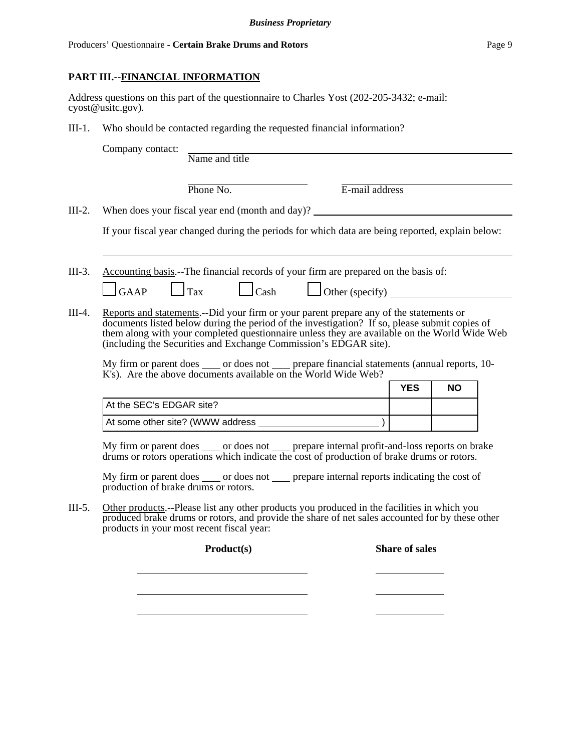## PART III.--FINANCIAL INFORMATION

Address questions on this part of the questionnaire to Charles Yost (202-205-3432; e-mail: cyost@usitc.gov).

III-1. Who should be contacted regarding the requested financial information?

Company contact: ______________________________________________
Name and title

______________________ ______________________
Phone No. E-mail address

III-2. When does your fiscal year end (month and day)? ______________________

If your fiscal year changed during the periods for which data are being reported, explain below:

______________________________________________

III-3. Accounting basis.--The financial records of your firm are prepared on the basis of:

☐ GAAP ☐ Tax ☐ Cash ☐ Other (specify) ______________________

III-4. Reports and statements.--Did your firm or your parent prepare any of the statements or documents listed below during the period of the investigation? If so, please submit copies of them along with your completed questionnaire unless they are available on the World Wide Web (including the Securities and Exchange Commission's EDGAR site).

My firm or parent does ____ or does not ____ prepare financial statements (annual reports, 10-K's). Are the above documents available on the World Wide Web?

| | YES | NO |
|---|---|---|
| At the SEC's EDGAR site? | | |
| At some other site? (WWW address ______________________ ) | | |

My firm or parent does ____ or does not ____ prepare internal profit-and-loss reports on brake drums or rotors operations which indicate the cost of production of brake drums or rotors.

My firm or parent does ____ or does not ____ prepare internal reports indicating the cost of production of brake drums or rotors.

III-5. Other products.--Please list any other products you produced in the facilities in which you produced brake drums or rotors, and provide the share of net sales accounted for by these other products in your most recent fiscal year:

| **Product(s)** | **Share of sales** |
|---|---|
| | |
| | |
| | |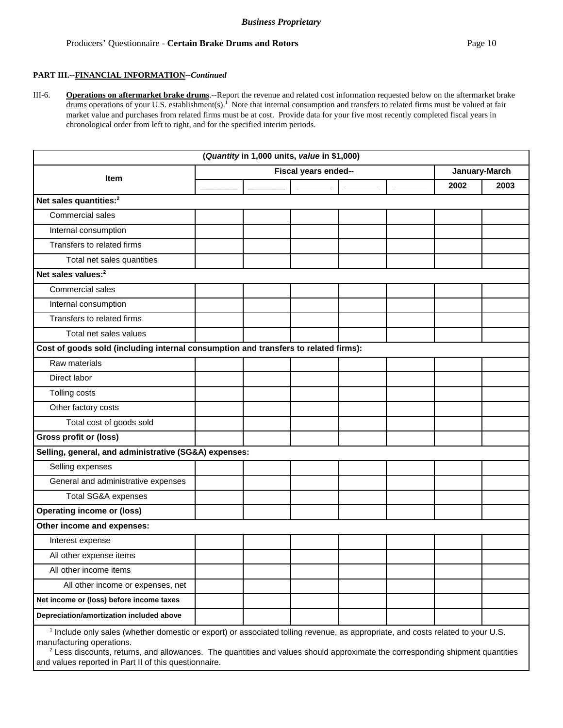**PART III.--FINANCIAL INFORMATION--*Continued***

III-6. **Operations on aftermarket brake drums**.--Report the revenue and related cost information requested below on the aftermarket brake drums operations of your U.S. establishment(s).[1] Note that internal consumption and transfers to related firms must be valued at fair market value and purchases from related firms must be at cost. Provide data for your five most recently completed fiscal years in chronological order from left to right, and for the specified interim periods.

| (*Quantity* in 1,000 units, *value* in $1,000) | | | | | | | |
|---|---|---|---|---|---|---|---|
| **Item** | **Fiscal years ended--** | | | | | **January-March** | |
| | _______ | _______ | _______ | _______ | _______ | **2002** | **2003** |
| **Net sales quantities:**[2] | | | | | | | |
| Commercial sales | | | | | | | |
| Internal consumption | | | | | | | |
| Transfers to related firms | | | | | | | |
| Total net sales quantities | | | | | | | |
| **Net sales values:**[2] | | | | | | | |
| Commercial sales | | | | | | | |
| Internal consumption | | | | | | | |
| Transfers to related firms | | | | | | | |
| Total net sales values | | | | | | | |
| **Cost of goods sold (including internal consumption and transfers to related firms):** | | | | | | | |
| Raw materials | | | | | | | |
| Direct labor | | | | | | | |
| Tolling costs | | | | | | | |
| Other factory costs | | | | | | | |
| Total cost of goods sold | | | | | | | |
| **Gross profit or (loss)** | | | | | | | |
| **Selling, general, and administrative (SG&A) expenses:** | | | | | | | |
| Selling expenses | | | | | | | |
| General and administrative expenses | | | | | | | |
| Total SG&A expenses | | | | | | | |
| **Operating income or (loss)** | | | | | | | |
| **Other income and expenses:** | | | | | | | |
| Interest expense | | | | | | | |
| All other expense items | | | | | | | |
| All other income items | | | | | | | |
| All other income or expenses, net | | | | | | | |
| **Net income or (loss) before income taxes** | | | | | | | |
| **Depreciation/amortization included above** | | | | | | | |

[1] Include only sales (whether domestic or export) or associated tolling revenue, as appropriate, and costs related to your U.S. manufacturing operations.

[2] Less discounts, returns, and allowances. The quantities and values should approximate the corresponding shipment quantities and values reported in Part II of this questionnaire.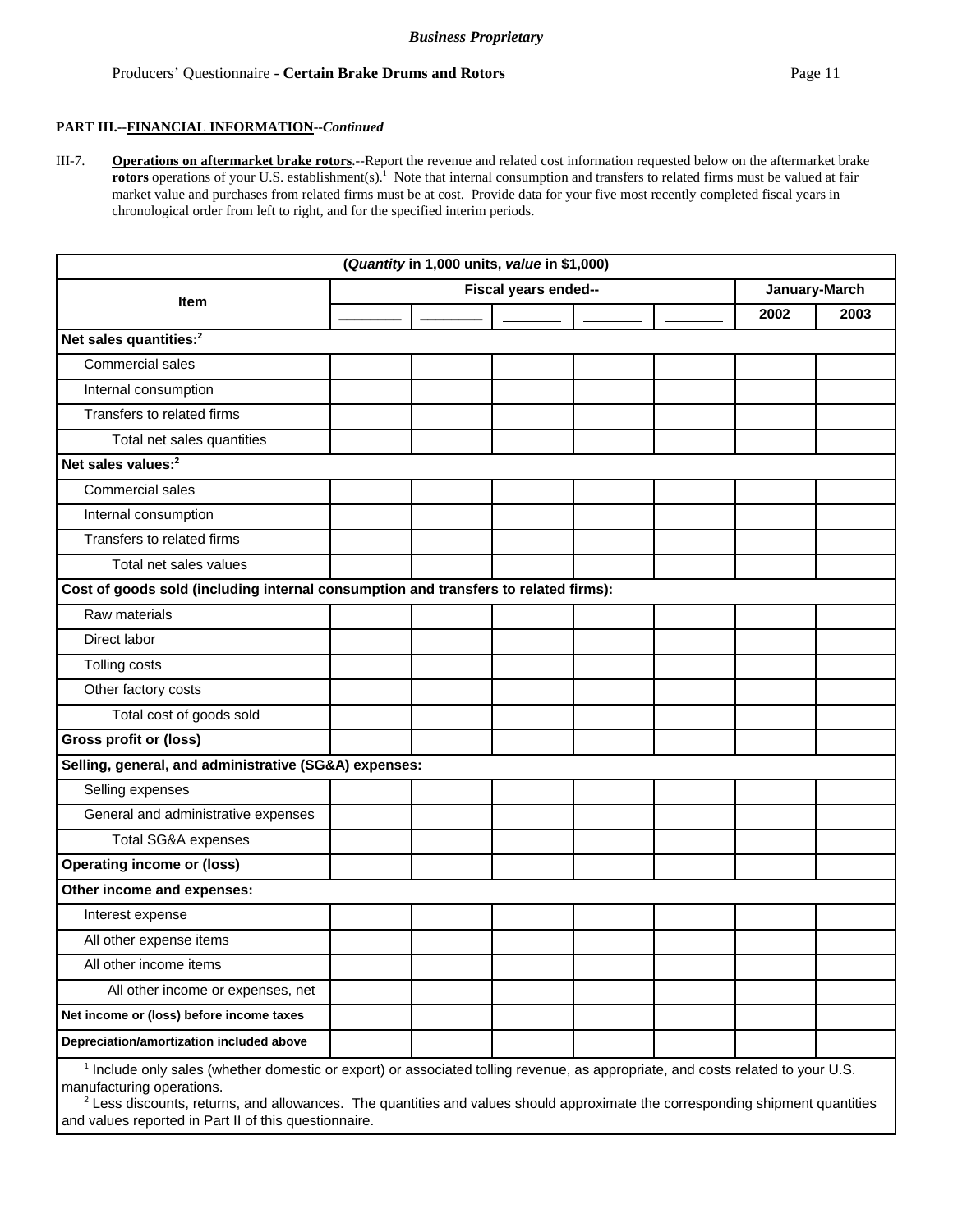*Business Proprietary*

Producers' Questionnaire - **Certain Brake Drums and Rotors**

**PART III.--FINANCIAL INFORMATION--*Continued***

III-7. **Operations on aftermarket brake rotors**.--Report the revenue and related cost information requested below on the aftermarket brake **rotors** operations of your U.S. establishment(s).[1] Note that internal consumption and transfers to related firms must be valued at fair market value and purchases from related firms must be at cost. Provide data for your five most recently completed fiscal years in chronological order from left to right, and for the specified interim periods.

| (*Quantity* in 1,000 units, *value* in $1,000) | | | | | | | |
|---|---|---|---|---|---|---|---|
| **Item** | **Fiscal years ended--** | | | | | **January-March** | |
| | ______ | ______ | ______ | ______ | ______ | **2002** | **2003** |
| **Net sales quantities:**[2] | | | | | | | |
| Commercial sales | | | | | | | |
| Internal consumption | | | | | | | |
| Transfers to related firms | | | | | | | |
| Total net sales quantities | | | | | | | |
| **Net sales values:**[2] | | | | | | | |
| Commercial sales | | | | | | | |
| Internal consumption | | | | | | | |
| Transfers to related firms | | | | | | | |
| Total net sales values | | | | | | | |
| **Cost of goods sold (including internal consumption and transfers to related firms):** | | | | | | | |
| Raw materials | | | | | | | |
| Direct labor | | | | | | | |
| Tolling costs | | | | | | | |
| Other factory costs | | | | | | | |
| Total cost of goods sold | | | | | | | |
| **Gross profit or (loss)** | | | | | | | |
| **Selling, general, and administrative (SG&A) expenses:** | | | | | | | |
| Selling expenses | | | | | | | |
| General and administrative expenses | | | | | | | |
| Total SG&A expenses | | | | | | | |
| **Operating income or (loss)** | | | | | | | |
| **Other income and expenses:** | | | | | | | |
| Interest expense | | | | | | | |
| All other expense items | | | | | | | |
| All other income items | | | | | | | |
| All other income or expenses, net | | | | | | | |
| **Net income or (loss) before income taxes** | | | | | | | |
| **Depreciation/amortization included above** | | | | | | | |

[1] Include only sales (whether domestic or export) or associated tolling revenue, as appropriate, and costs related to your U.S. manufacturing operations.

[2] Less discounts, returns, and allowances. The quantities and values should approximate the corresponding shipment quantities and values reported in Part II of this questionnaire.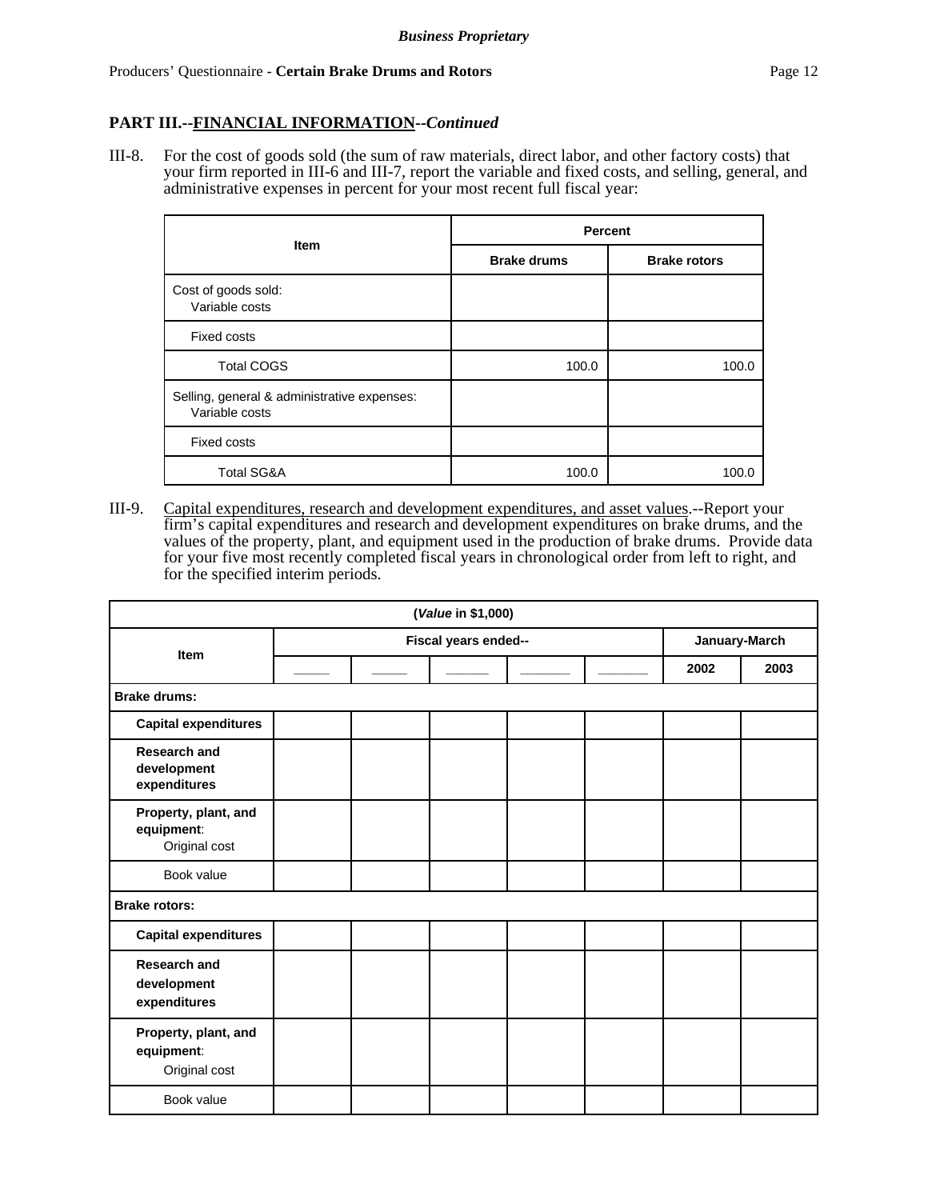**PART III.--FINANCIAL INFORMATION--*Continued***

III-8. For the cost of goods sold (the sum of raw materials, direct labor, and other factory costs) that your firm reported in III-6 and III-7, report the variable and fixed costs, and selling, general, and administrative expenses in percent for your most recent full fiscal year:

| Item | Percent | |
|---|---|---|
| | Brake drums | Brake rotors |
| Cost of goods sold: Variable costs | | |
| Fixed costs | | |
| Total COGS | 100.0 | 100.0 |
| Selling, general & administrative expenses: Variable costs | | |
| Fixed costs | | |
| Total SG&A | 100.0 | 100.0 |

III-9. Capital expenditures, research and development expenditures, and asset values.--Report your firm's capital expenditures and research and development expenditures on brake drums, and the values of the property, plant, and equipment used in the production of brake drums. Provide data for your five most recently completed fiscal years in chronological order from left to right, and for the specified interim periods.

| (*Value* in $1,000) | | | | | | | |
|---|---|---|---|---|---|---|---|
| Item | Fiscal years ended-- | | | | | January-March | |
| | _____ | _____ | _____ | _____ | _____ | 2002 | 2003 |
| **Brake drums:** | | | | | | | |
| **Capital expenditures** | | | | | | | |
| **Research and development expenditures** | | | | | | | |
| **Property, plant, and equipment**: Original cost | | | | | | | |
| Book value | | | | | | | |
| **Brake rotors:** | | | | | | | |
| **Capital expenditures** | | | | | | | |
| **Research and development expenditures** | | | | | | | |
| **Property, plant, and equipment**: Original cost | | | | | | | |
| Book value | | | | | | | |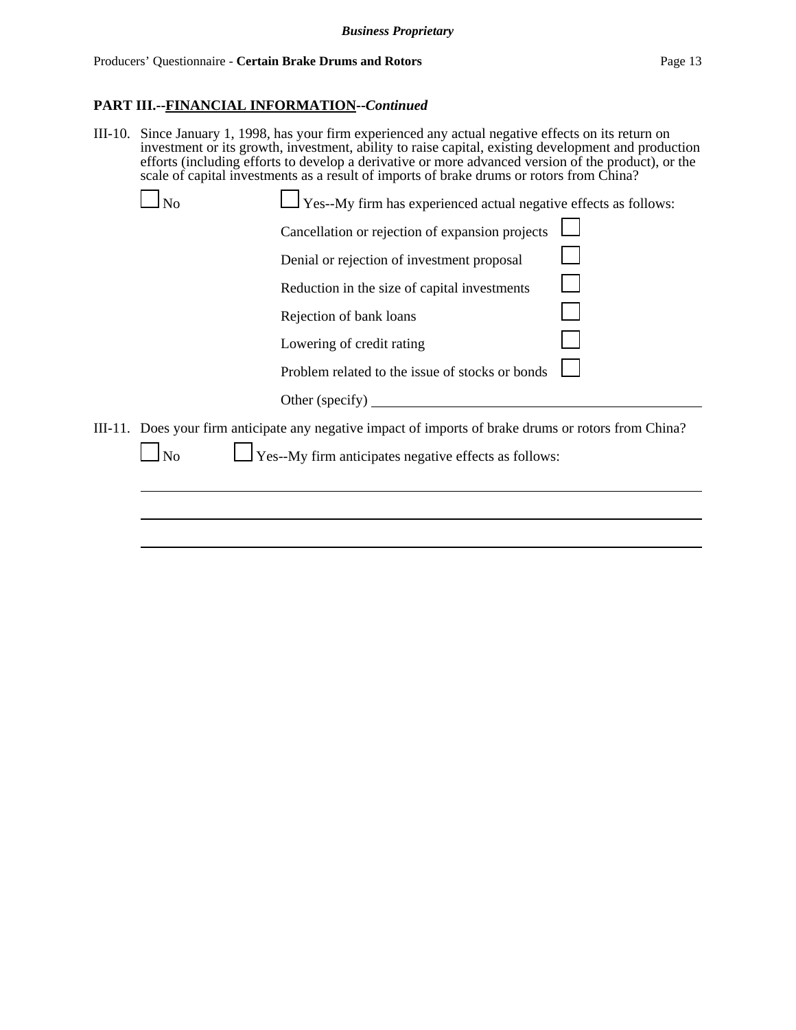## PART III.--FINANCIAL INFORMATION--*Continued*

III-10. Since January 1, 1998, has your firm experienced any actual negative effects on its return on investment or its growth, investment, ability to raise capital, existing development and production efforts (including efforts to develop a derivative or more advanced version of the product), or the scale of capital investments as a result of imports of brake drums or rotors from China?

☐ No ☐ Yes--My firm has experienced actual negative effects as follows:

- Cancellation or rejection of expansion projects ☐
- Denial or rejection of investment proposal ☐
- Reduction in the size of capital investments ☐
- Rejection of bank loans ☐
- Lowering of credit rating ☐
- Problem related to the issue of stocks or bonds ☐
- Other (specify) ______________________________

III-11. Does your firm anticipate any negative impact of imports of brake drums or rotors from China?

☐ No ☐ Yes--My firm anticipates negative effects as follows:

______________________________

______________________________

______________________________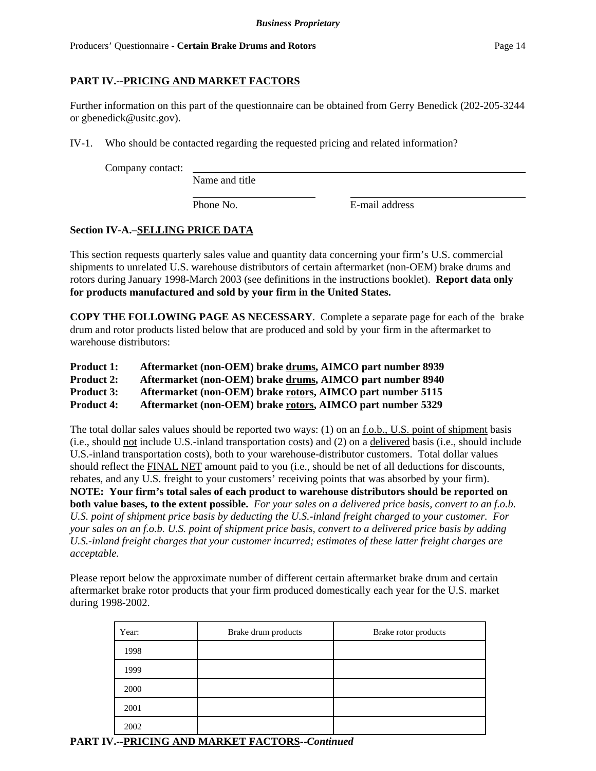## PART IV.--PRICING AND MARKET FACTORS

Further information on this part of the questionnaire can be obtained from Gerry Benedick (202-205-3244 or gbenedick@usitc.gov).

IV-1. Who should be contacted regarding the requested pricing and related information?

Company contact: ______________________________________________
Name and title

______________________ ______________________
Phone No. E-mail address

### Section IV-A.–SELLING PRICE DATA

This section requests quarterly sales value and quantity data concerning your firm's U.S. commercial shipments to unrelated U.S. warehouse distributors of certain aftermarket (non-OEM) brake drums and rotors during January 1998-March 2003 (see definitions in the instructions booklet). **Report data only for products manufactured and sold by your firm in the United States.**

**COPY THE FOLLOWING PAGE AS NECESSARY**. Complete a separate page for each of the brake drum and rotor products listed below that are produced and sold by your firm in the aftermarket to warehouse distributors:

**Product 1: Aftermarket (non-OEM) brake drums, AIMCO part number 8939**
**Product 2: Aftermarket (non-OEM) brake drums, AIMCO part number 8940**
**Product 3: Aftermarket (non-OEM) brake rotors, AIMCO part number 5115**
**Product 4: Aftermarket (non-OEM) brake rotors, AIMCO part number 5329**

The total dollar sales values should be reported two ways: (1) on an f.o.b., U.S. point of shipment basis (i.e., should not include U.S.-inland transportation costs) and (2) on a delivered basis (i.e., should include U.S.-inland transportation costs), both to your warehouse-distributor customers. Total dollar values should reflect the FINAL NET amount paid to you (i.e., should be net of all deductions for discounts, rebates, and any U.S. freight to your customers' receiving points that was absorbed by your firm). **NOTE: Your firm's total sales of each product to warehouse distributors should be reported on both value bases, to the extent possible.** *For your sales on a delivered price basis, convert to an f.o.b. U.S. point of shipment price basis by deducting the U.S.-inland freight charged to your customer. For your sales on an f.o.b. U.S. point of shipment price basis, convert to a delivered price basis by adding U.S.-inland freight charges that your customer incurred; estimates of these latter freight charges are acceptable.*

Please report below the approximate number of different certain aftermarket brake drum and certain aftermarket brake rotor products that your firm produced domestically each year for the U.S. market during 1998-2002.

| Year: | Brake drum products | Brake rotor products |
|---|---|---|
| 1998 | | |
| 1999 | | |
| 2000 | | |
| 2001 | | |
| 2002 | | |

## PART IV.--PRICING AND MARKET FACTORS--*Continued*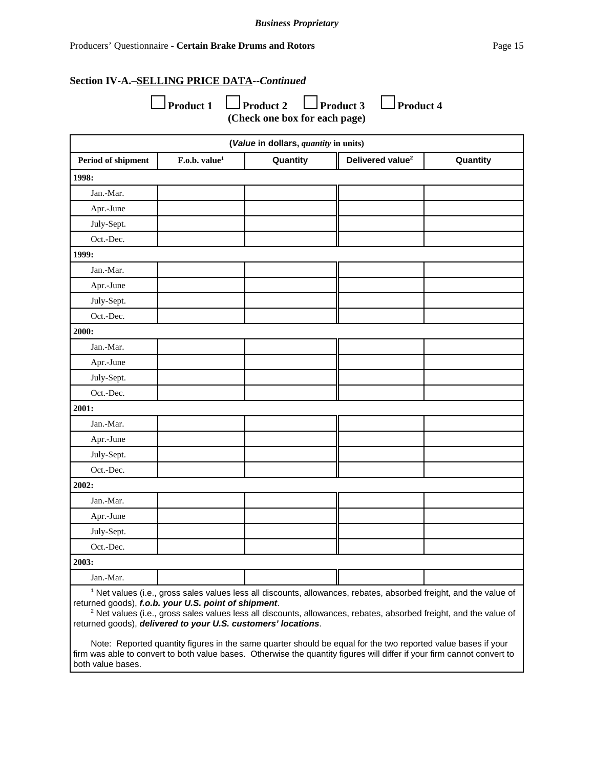*Business Proprietary*

## Section IV-A.–SELLING PRICE DATA--*Continued*

☐ **Product 1** ☐ **Product 2** ☐ **Product 3** ☐ **Product 4**

**(Check one box for each page)**

| (*Value* in dollars, *quantity* in units) | | | | |
|---|---|---|---|---|
| **Period of shipment** | **F.o.b. value[1]** | **Quantity** | **Delivered value[2]** | **Quantity** |
| **1998:** | | | | |
| Jan.-Mar. | | | | |
| Apr.-June | | | | |
| July-Sept. | | | | |
| Oct.-Dec. | | | | |
| **1999:** | | | | |
| Jan.-Mar. | | | | |
| Apr.-June | | | | |
| July-Sept. | | | | |
| Oct.-Dec. | | | | |
| **2000:** | | | | |
| Jan.-Mar. | | | | |
| Apr.-June | | | | |
| July-Sept. | | | | |
| Oct.-Dec. | | | | |
| **2001:** | | | | |
| Jan.-Mar. | | | | |
| Apr.-June | | | | |
| July-Sept. | | | | |
| Oct.-Dec. | | | | |
| **2002:** | | | | |
| Jan.-Mar. | | | | |
| Apr.-June | | | | |
| July-Sept. | | | | |
| Oct.-Dec. | | | | |
| **2003:** | | | | |
| Jan.-Mar. | | | | |

[1] Net values (i.e., gross sales values less all discounts, allowances, rebates, absorbed freight, and the value of returned goods), ***f.o.b. your U.S. point of shipment***.

[2] Net values (i.e., gross sales values less all discounts, allowances, rebates, absorbed freight, and the value of returned goods), ***delivered to your U.S. customers' locations***.

Note: Reported quantity figures in the same quarter should be equal for the two reported value bases if your firm was able to convert to both value bases. Otherwise the quantity figures will differ if your firm cannot convert to both value bases.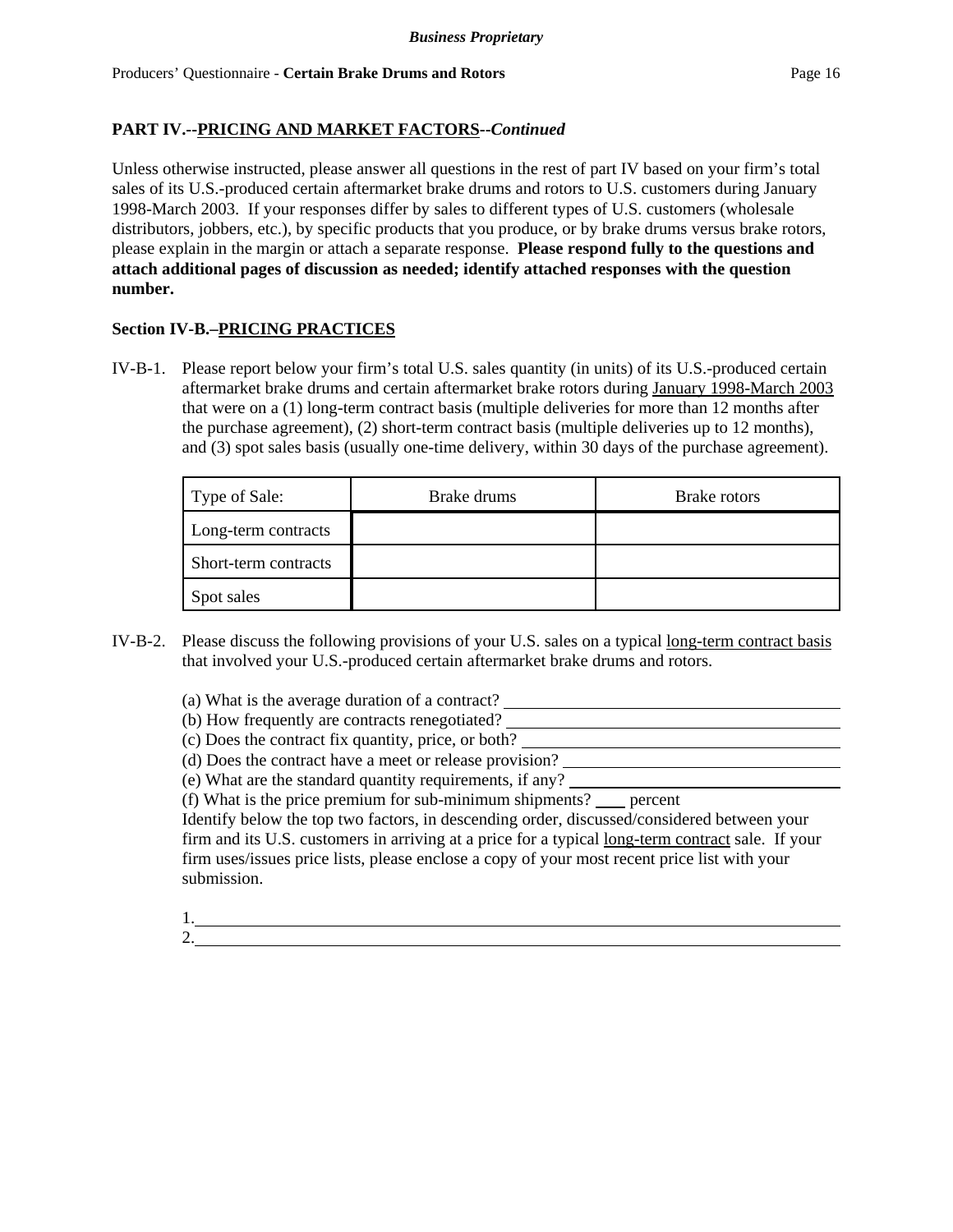**PART IV.--PRICING AND MARKET FACTORS--*Continued***

Unless otherwise instructed, please answer all questions in the rest of part IV based on your firm's total sales of its U.S.-produced certain aftermarket brake drums and rotors to U.S. customers during January 1998-March 2003. If your responses differ by sales to different types of U.S. customers (wholesale distributors, jobbers, etc.), by specific products that you produce, or by brake drums versus brake rotors, please explain in the margin or attach a separate response. **Please respond fully to the questions and attach additional pages of discussion as needed; identify attached responses with the question number.**

**Section IV-B.–PRICING PRACTICES**

IV-B-1. Please report below your firm's total U.S. sales quantity (in units) of its U.S.-produced certain aftermarket brake drums and certain aftermarket brake rotors during January 1998-March 2003 that were on a (1) long-term contract basis (multiple deliveries for more than 12 months after the purchase agreement), (2) short-term contract basis (multiple deliveries up to 12 months), and (3) spot sales basis (usually one-time delivery, within 30 days of the purchase agreement).

| Type of Sale: | Brake drums | Brake rotors |
|---|---|---|
| Long-term contracts | | |
| Short-term contracts | | |
| Spot sales | | |

IV-B-2. Please discuss the following provisions of your U.S. sales on a typical long-term contract basis that involved your U.S.-produced certain aftermarket brake drums and rotors.

(a) What is the average duration of a contract? ______________________
(b) How frequently are contracts renegotiated? ______________________
(c) Does the contract fix quantity, price, or both? ______________________
(d) Does the contract have a meet or release provision? ______________________
(e) What are the standard quantity requirements, if any? ______________________
(f) What is the price premium for sub-minimum shipments? ____ percent

Identify below the top two factors, in descending order, discussed/considered between your firm and its U.S. customers in arriving at a price for a typical long-term contract sale. If your firm uses/issues price lists, please enclose a copy of your most recent price list with your submission.

1. ______________________________________________
2. ______________________________________________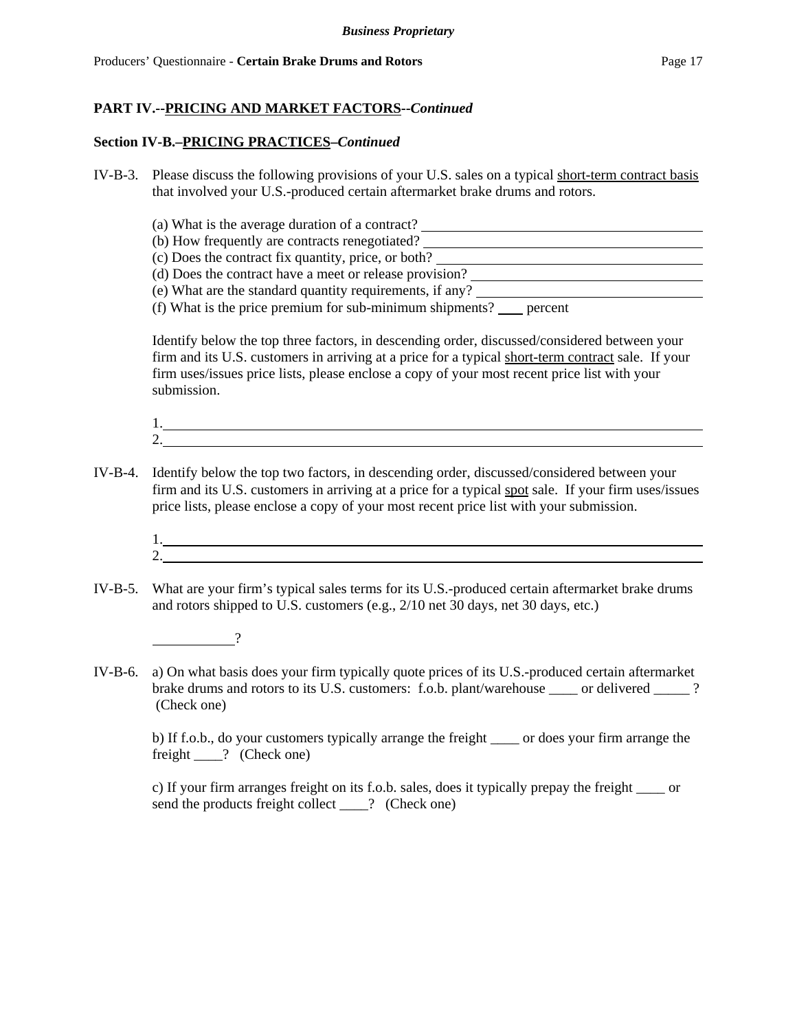**PART IV.--PRICING AND MARKET FACTORS--*Continued***

**Section IV-B.–PRICING PRACTICES–*Continued***

IV-B-3. Please discuss the following provisions of your U.S. sales on a typical short-term contract basis that involved your U.S.-produced certain aftermarket brake drums and rotors.

(a) What is the average duration of a contract? ______________________________
(b) How frequently are contracts renegotiated? ______________________________
(c) Does the contract fix quantity, price, or both? ______________________________
(d) Does the contract have a meet or release provision? ______________________________
(e) What are the standard quantity requirements, if any? ______________________________
(f) What is the price premium for sub-minimum shipments? ____ percent

Identify below the top three factors, in descending order, discussed/considered between your firm and its U.S. customers in arriving at a price for a typical short-term contract sale. If your firm uses/issues price lists, please enclose a copy of your most recent price list with your submission.

1.______________________________________________________________
2.______________________________________________________________

IV-B-4. Identify below the top two factors, in descending order, discussed/considered between your firm and its U.S. customers in arriving at a price for a typical spot sale. If your firm uses/issues price lists, please enclose a copy of your most recent price list with your submission.

1.______________________________________________________________
2.______________________________________________________________

IV-B-5. What are your firm's typical sales terms for its U.S.-produced certain aftermarket brake drums and rotors shipped to U.S. customers (e.g., 2/10 net 30 days, net 30 days, etc.)

___________?

IV-B-6. a) On what basis does your firm typically quote prices of its U.S.-produced certain aftermarket brake drums and rotors to its U.S. customers: f.o.b. plant/warehouse ____ or delivered _____ ? (Check one)

b) If f.o.b., do your customers typically arrange the freight ____ or does your firm arrange the freight ____? (Check one)

c) If your firm arranges freight on its f.o.b. sales, does it typically prepay the freight ____ or send the products freight collect ____? (Check one)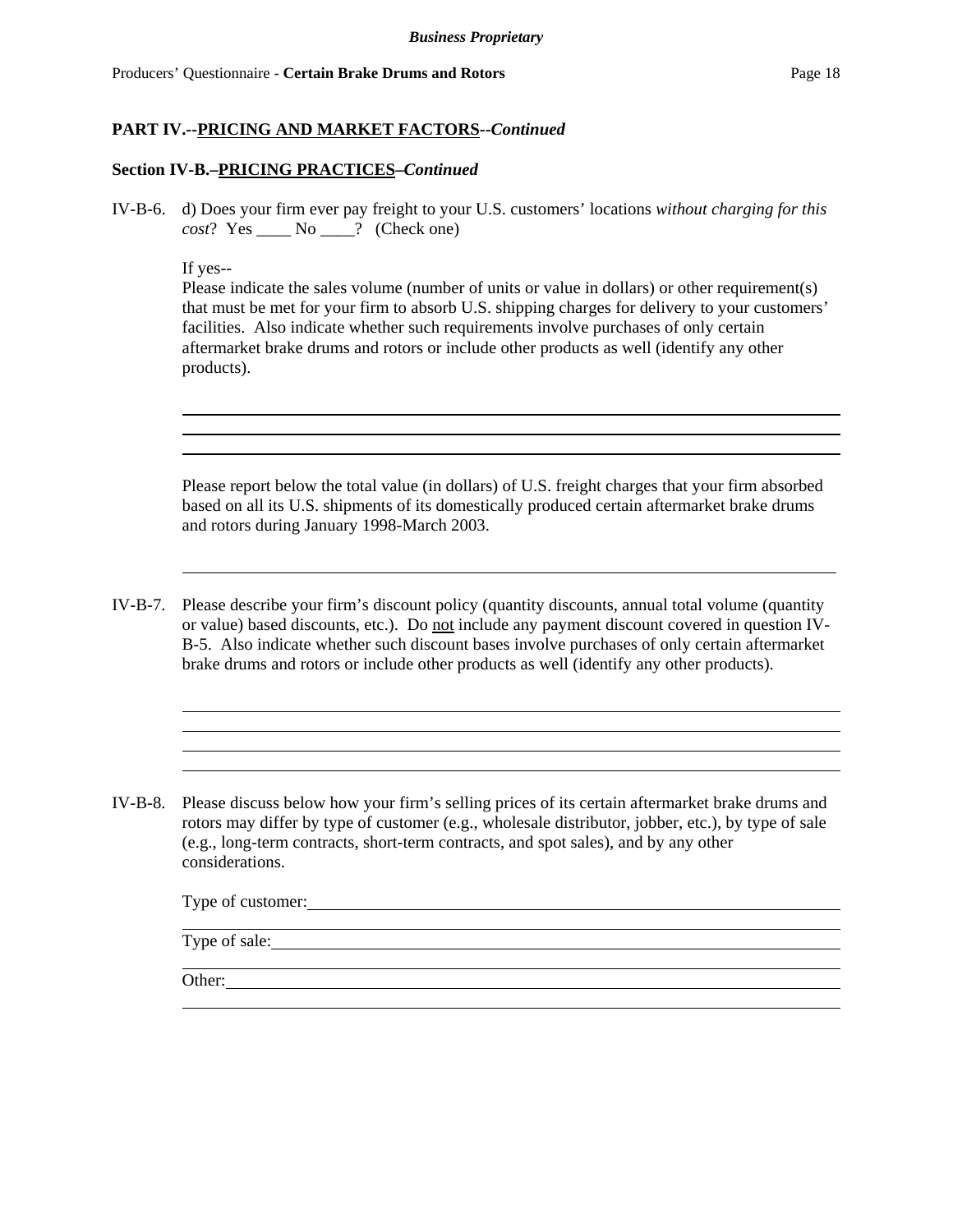**PART IV.--PRICING AND MARKET FACTORS--*Continued***

**Section IV-B.–PRICING PRACTICES–*Continued***

IV-B-6. d) Does your firm ever pay freight to your U.S. customers' locations *without charging for this cost*? Yes ____ No ____? (Check one)

If yes--
Please indicate the sales volume (number of units or value in dollars) or other requirement(s) that must be met for your firm to absorb U.S. shipping charges for delivery to your customers' facilities. Also indicate whether such requirements involve purchases of only certain aftermarket brake drums and rotors or include other products as well (identify any other products).

\_\_\_\_\_\_\_\_\_\_\_\_\_\_\_\_\_\_\_\_\_\_\_\_\_\_\_\_\_\_\_\_\_\_\_\_\_\_\_\_\_\_\_\_\_\_\_\_\_\_\_\_\_\_\_\_\_\_\_\_\_\_\_\_\_\_
\_\_\_\_\_\_\_\_\_\_\_\_\_\_\_\_\_\_\_\_\_\_\_\_\_\_\_\_\_\_\_\_\_\_\_\_\_\_\_\_\_\_\_\_\_\_\_\_\_\_\_\_\_\_\_\_\_\_\_\_\_\_\_\_\_\_
\_\_\_\_\_\_\_\_\_\_\_\_\_\_\_\_\_\_\_\_\_\_\_\_\_\_\_\_\_\_\_\_\_\_\_\_\_\_\_\_\_\_\_\_\_\_\_\_\_\_\_\_\_\_\_\_\_\_\_\_\_\_\_\_\_\_

Please report below the total value (in dollars) of U.S. freight charges that your firm absorbed based on all its U.S. shipments of its domestically produced certain aftermarket brake drums and rotors during January 1998-March 2003.

\_\_\_\_\_\_\_\_\_\_\_\_\_\_\_\_\_\_\_\_\_\_\_\_\_\_\_\_\_\_\_\_\_\_\_\_\_\_\_\_\_\_\_\_\_\_\_\_\_\_\_\_\_\_\_\_\_\_\_\_\_\_\_\_\_\_

IV-B-7. Please describe your firm's discount policy (quantity discounts, annual total volume (quantity or value) based discounts, etc.). Do not include any payment discount covered in question IV-B-5. Also indicate whether such discount bases involve purchases of only certain aftermarket brake drums and rotors or include other products as well (identify any other products).

\_\_\_\_\_\_\_\_\_\_\_\_\_\_\_\_\_\_\_\_\_\_\_\_\_\_\_\_\_\_\_\_\_\_\_\_\_\_\_\_\_\_\_\_\_\_\_\_\_\_\_\_\_\_\_\_\_\_\_\_\_\_\_\_\_\_
\_\_\_\_\_\_\_\_\_\_\_\_\_\_\_\_\_\_\_\_\_\_\_\_\_\_\_\_\_\_\_\_\_\_\_\_\_\_\_\_\_\_\_\_\_\_\_\_\_\_\_\_\_\_\_\_\_\_\_\_\_\_\_\_\_\_
\_\_\_\_\_\_\_\_\_\_\_\_\_\_\_\_\_\_\_\_\_\_\_\_\_\_\_\_\_\_\_\_\_\_\_\_\_\_\_\_\_\_\_\_\_\_\_\_\_\_\_\_\_\_\_\_\_\_\_\_\_\_\_\_\_\_
\_\_\_\_\_\_\_\_\_\_\_\_\_\_\_\_\_\_\_\_\_\_\_\_\_\_\_\_\_\_\_\_\_\_\_\_\_\_\_\_\_\_\_\_\_\_\_\_\_\_\_\_\_\_\_\_\_\_\_\_\_\_\_\_\_\_

IV-B-8. Please discuss below how your firm's selling prices of its certain aftermarket brake drums and rotors may differ by type of customer (e.g., wholesale distributor, jobber, etc.), by type of sale (e.g., long-term contracts, short-term contracts, and spot sales), and by any other considerations.

Type of customer:\_\_\_\_\_\_\_\_\_\_\_\_\_\_\_\_\_\_\_\_\_\_\_\_\_\_\_\_\_\_\_\_\_\_\_\_\_\_\_\_\_\_\_\_\_\_\_\_\_\_
\_\_\_\_\_\_\_\_\_\_\_\_\_\_\_\_\_\_\_\_\_\_\_\_\_\_\_\_\_\_\_\_\_\_\_\_\_\_\_\_\_\_\_\_\_\_\_\_\_\_\_\_\_\_\_\_\_\_\_\_\_\_\_\_\_\_

Type of sale:\_\_\_\_\_\_\_\_\_\_\_\_\_\_\_\_\_\_\_\_\_\_\_\_\_\_\_\_\_\_\_\_\_\_\_\_\_\_\_\_\_\_\_\_\_\_\_\_\_\_\_\_\_\_
\_\_\_\_\_\_\_\_\_\_\_\_\_\_\_\_\_\_\_\_\_\_\_\_\_\_\_\_\_\_\_\_\_\_\_\_\_\_\_\_\_\_\_\_\_\_\_\_\_\_\_\_\_\_\_\_\_\_\_\_\_\_\_\_\_\_

Other:\_\_\_\_\_\_\_\_\_\_\_\_\_\_\_\_\_\_\_\_\_\_\_\_\_\_\_\_\_\_\_\_\_\_\_\_\_\_\_\_\_\_\_\_\_\_\_\_\_\_\_\_\_\_\_\_\_\_\_\_
\_\_\_\_\_\_\_\_\_\_\_\_\_\_\_\_\_\_\_\_\_\_\_\_\_\_\_\_\_\_\_\_\_\_\_\_\_\_\_\_\_\_\_\_\_\_\_\_\_\_\_\_\_\_\_\_\_\_\_\_\_\_\_\_\_\_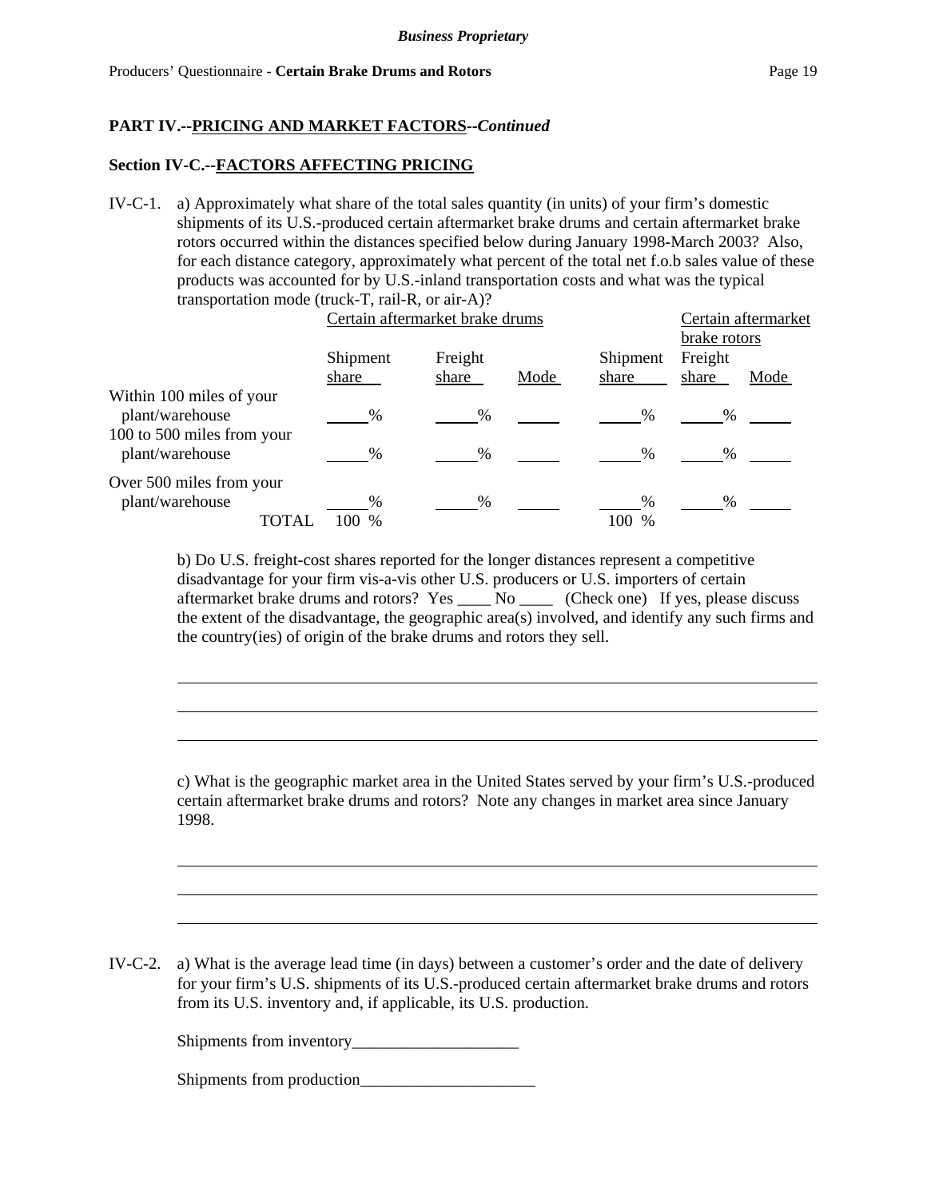**PART IV.--PRICING AND MARKET FACTORS--*Continued***

**Section IV-C.--FACTORS AFFECTING PRICING**

IV-C-1. a) Approximately what share of the total sales quantity (in units) of your firm's domestic shipments of its U.S.-produced certain aftermarket brake drums and certain aftermarket brake rotors occurred within the distances specified below during January 1998-March 2003? Also, for each distance category, approximately what percent of the total net f.o.b sales value of these products was accounted for by U.S.-inland transportation costs and what was the typical transportation mode (truck-T, rail-R, or air-A)?

| | Certain aftermarket brake drums | | | Certain aftermarket brake rotors | | |
|---|---|---|---|---|---|---|
| | Shipment share | Freight share | Mode | Shipment share | Freight share | Mode |
| Within 100 miles of your plant/warehouse | ___% | ___% | ___ | ___% | ___% | ___ |
| 100 to 500 miles from your plant/warehouse | ___% | ___% | ___ | ___% | ___% | ___ |
| Over 500 miles from your plant/warehouse | ___% | ___% | ___ | ___% | ___% | ___ |
| TOTAL | 100 % | | | 100 % | | |

b) Do U.S. freight-cost shares reported for the longer distances represent a competitive disadvantage for your firm vis-a-vis other U.S. producers or U.S. importers of certain aftermarket brake drums and rotors? Yes ____ No ____ (Check one) If yes, please discuss the extent of the disadvantage, the geographic area(s) involved, and identify any such firms and the country(ies) of origin of the brake drums and rotors they sell.

______________________________________________________________________________

______________________________________________________________________________

______________________________________________________________________________

c) What is the geographic market area in the United States served by your firm's U.S.-produced certain aftermarket brake drums and rotors? Note any changes in market area since January 1998.

______________________________________________________________________________

______________________________________________________________________________

______________________________________________________________________________

IV-C-2. a) What is the average lead time (in days) between a customer's order and the date of delivery for your firm's U.S. shipments of its U.S.-produced certain aftermarket brake drums and rotors from its U.S. inventory and, if applicable, its U.S. production.

Shipments from inventory____________________

Shipments from production_____________________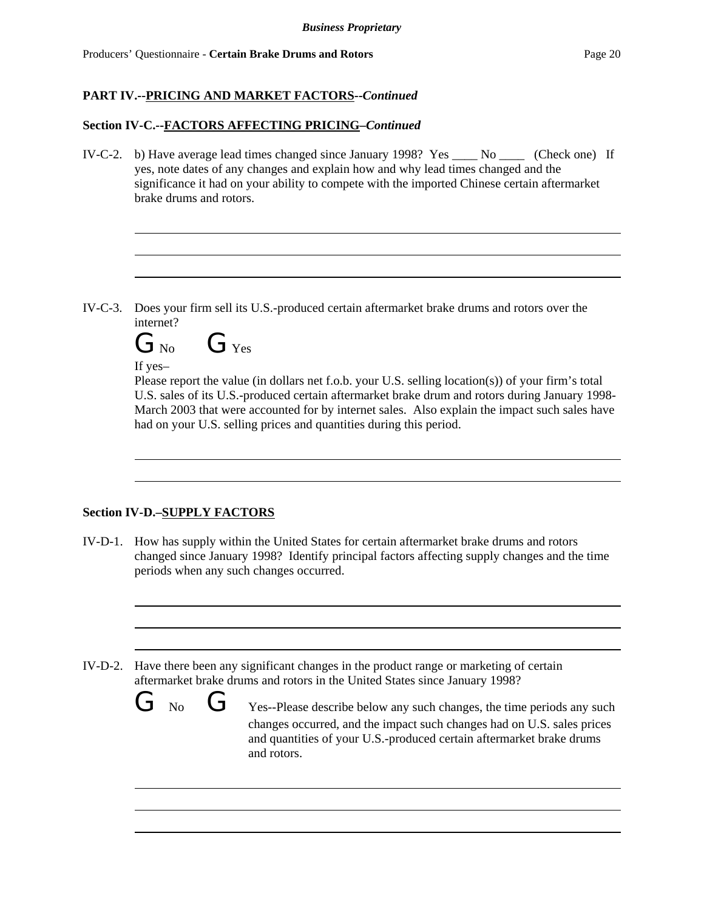**Business Proprietary**

**PART IV.--PRICING AND MARKET FACTORS--*Continued***

**Section IV-C.--FACTORS AFFECTING PRICING–*Continued***

IV-C-2. b) Have average lead times changed since January 1998? Yes ____ No ____ (Check one) If yes, note dates of any changes and explain how and why lead times changed and the significance it had on your ability to compete with the imported Chinese certain aftermarket brake drums and rotors.

______________________________________________________________________________

______________________________________________________________________________

______________________________________________________________________________

IV-C-3. Does your firm sell its U.S.-produced certain aftermarket brake drums and rotors over the internet?

G No G Yes

If yes–

Please report the value (in dollars net f.o.b. your U.S. selling location(s)) of your firm's total U.S. sales of its U.S.-produced certain aftermarket brake drum and rotors during January 1998-March 2003 that were accounted for by internet sales. Also explain the impact such sales have had on your U.S. selling prices and quantities during this period.

______________________________________________________________________________

______________________________________________________________________________

**Section IV-D.–SUPPLY FACTORS**

IV-D-1. How has supply within the United States for certain aftermarket brake drums and rotors changed since January 1998? Identify principal factors affecting supply changes and the time periods when any such changes occurred.

______________________________________________________________________________

______________________________________________________________________________

______________________________________________________________________________

IV-D-2. Have there been any significant changes in the product range or marketing of certain aftermarket brake drums and rotors in the United States since January 1998?

G No G Yes--Please describe below any such changes, the time periods any such changes occurred, and the impact such changes had on U.S. sales prices and quantities of your U.S.-produced certain aftermarket brake drums and rotors.

______________________________________________________________________________

______________________________________________________________________________

______________________________________________________________________________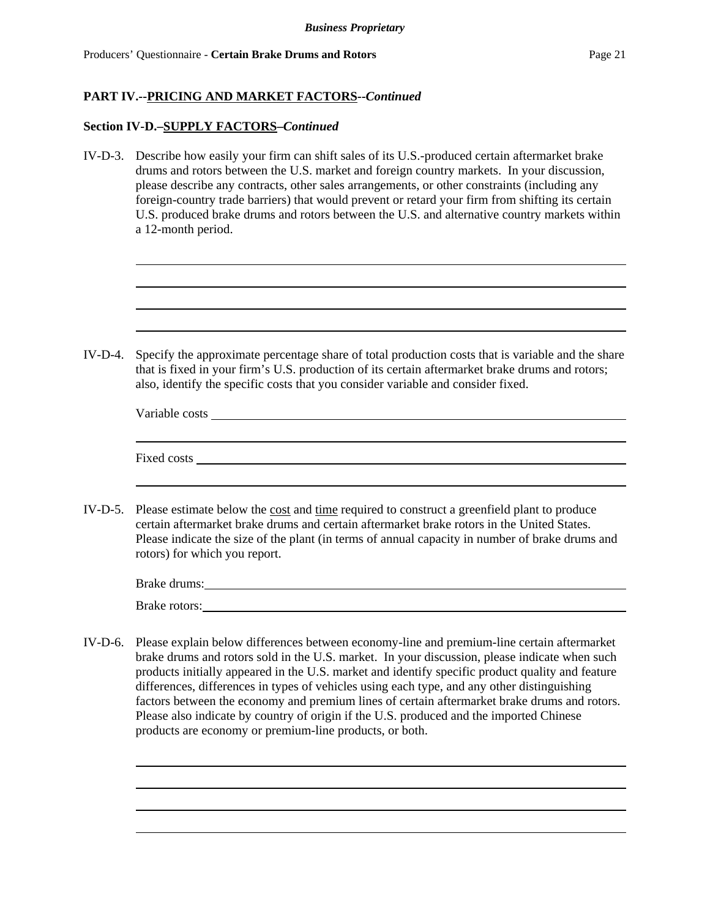**PART IV.--PRICING AND MARKET FACTORS--*Continued***

**Section IV-D.–SUPPLY FACTORS–*Continued***

IV-D-3. Describe how easily your firm can shift sales of its U.S.-produced certain aftermarket brake drums and rotors between the U.S. market and foreign country markets. In your discussion, please describe any contracts, other sales arrangements, or other constraints (including any foreign-country trade barriers) that would prevent or retard your firm from shifting its certain U.S. produced brake drums and rotors between the U.S. and alternative country markets within a 12-month period.

\_\_\_\_\_\_\_\_\_\_\_\_\_\_\_\_\_\_\_\_\_\_\_\_\_\_\_\_\_\_\_\_\_\_\_\_\_\_\_\_\_\_\_\_\_\_\_\_\_\_\_\_\_\_\_\_\_\_\_\_\_\_\_\_\_\_\_\_\_\_\_\_

\_\_\_\_\_\_\_\_\_\_\_\_\_\_\_\_\_\_\_\_\_\_\_\_\_\_\_\_\_\_\_\_\_\_\_\_\_\_\_\_\_\_\_\_\_\_\_\_\_\_\_\_\_\_\_\_\_\_\_\_\_\_\_\_\_\_\_\_\_\_\_\_

\_\_\_\_\_\_\_\_\_\_\_\_\_\_\_\_\_\_\_\_\_\_\_\_\_\_\_\_\_\_\_\_\_\_\_\_\_\_\_\_\_\_\_\_\_\_\_\_\_\_\_\_\_\_\_\_\_\_\_\_\_\_\_\_\_\_\_\_\_\_\_\_

\_\_\_\_\_\_\_\_\_\_\_\_\_\_\_\_\_\_\_\_\_\_\_\_\_\_\_\_\_\_\_\_\_\_\_\_\_\_\_\_\_\_\_\_\_\_\_\_\_\_\_\_\_\_\_\_\_\_\_\_\_\_\_\_\_\_\_\_\_\_\_\_

IV-D-4. Specify the approximate percentage share of total production costs that is variable and the share that is fixed in your firm's U.S. production of its certain aftermarket brake drums and rotors; also, identify the specific costs that you consider variable and consider fixed.

Variable costs \_\_\_\_\_\_\_\_\_\_\_\_\_\_\_\_\_\_\_\_\_\_\_\_\_\_\_\_\_\_\_\_\_\_\_\_\_\_\_\_\_\_\_\_\_\_\_\_\_\_\_\_\_\_\_\_\_\_\_\_

\_\_\_\_\_\_\_\_\_\_\_\_\_\_\_\_\_\_\_\_\_\_\_\_\_\_\_\_\_\_\_\_\_\_\_\_\_\_\_\_\_\_\_\_\_\_\_\_\_\_\_\_\_\_\_\_\_\_\_\_\_\_\_\_\_\_\_\_\_\_\_\_

Fixed costs \_\_\_\_\_\_\_\_\_\_\_\_\_\_\_\_\_\_\_\_\_\_\_\_\_\_\_\_\_\_\_\_\_\_\_\_\_\_\_\_\_\_\_\_\_\_\_\_\_\_\_\_\_\_\_\_\_\_\_\_\_\_\_

\_\_\_\_\_\_\_\_\_\_\_\_\_\_\_\_\_\_\_\_\_\_\_\_\_\_\_\_\_\_\_\_\_\_\_\_\_\_\_\_\_\_\_\_\_\_\_\_\_\_\_\_\_\_\_\_\_\_\_\_\_\_\_\_\_\_\_\_\_\_\_\_

IV-D-5. Please estimate below the <u>cost</u> and <u>time</u> required to construct a greenfield plant to produce certain aftermarket brake drums and certain aftermarket brake rotors in the United States. Please indicate the size of the plant (in terms of annual capacity in number of brake drums and rotors) for which you report.

Brake drums: \_\_\_\_\_\_\_\_\_\_\_\_\_\_\_\_\_\_\_\_\_\_\_\_\_\_\_\_\_\_\_\_\_\_\_\_\_\_\_\_\_\_\_\_\_\_\_\_\_\_\_\_\_\_\_\_\_\_\_\_\_\_

Brake rotors: \_\_\_\_\_\_\_\_\_\_\_\_\_\_\_\_\_\_\_\_\_\_\_\_\_\_\_\_\_\_\_\_\_\_\_\_\_\_\_\_\_\_\_\_\_\_\_\_\_\_\_\_\_\_\_\_\_\_\_\_\_\_

IV-D-6. Please explain below differences between economy-line and premium-line certain aftermarket brake drums and rotors sold in the U.S. market. In your discussion, please indicate when such products initially appeared in the U.S. market and identify specific product quality and feature differences, differences in types of vehicles using each type, and any other distinguishing factors between the economy and premium lines of certain aftermarket brake drums and rotors. Please also indicate by country of origin if the U.S. produced and the imported Chinese products are economy or premium-line products, or both.

\_\_\_\_\_\_\_\_\_\_\_\_\_\_\_\_\_\_\_\_\_\_\_\_\_\_\_\_\_\_\_\_\_\_\_\_\_\_\_\_\_\_\_\_\_\_\_\_\_\_\_\_\_\_\_\_\_\_\_\_\_\_\_\_\_\_\_\_\_\_\_\_

\_\_\_\_\_\_\_\_\_\_\_\_\_\_\_\_\_\_\_\_\_\_\_\_\_\_\_\_\_\_\_\_\_\_\_\_\_\_\_\_\_\_\_\_\_\_\_\_\_\_\_\_\_\_\_\_\_\_\_\_\_\_\_\_\_\_\_\_\_\_\_\_

\_\_\_\_\_\_\_\_\_\_\_\_\_\_\_\_\_\_\_\_\_\_\_\_\_\_\_\_\_\_\_\_\_\_\_\_\_\_\_\_\_\_\_\_\_\_\_\_\_\_\_\_\_\_\_\_\_\_\_\_\_\_\_\_\_\_\_\_\_\_\_\_

\_\_\_\_\_\_\_\_\_\_\_\_\_\_\_\_\_\_\_\_\_\_\_\_\_\_\_\_\_\_\_\_\_\_\_\_\_\_\_\_\_\_\_\_\_\_\_\_\_\_\_\_\_\_\_\_\_\_\_\_\_\_\_\_\_\_\_\_\_\_\_\_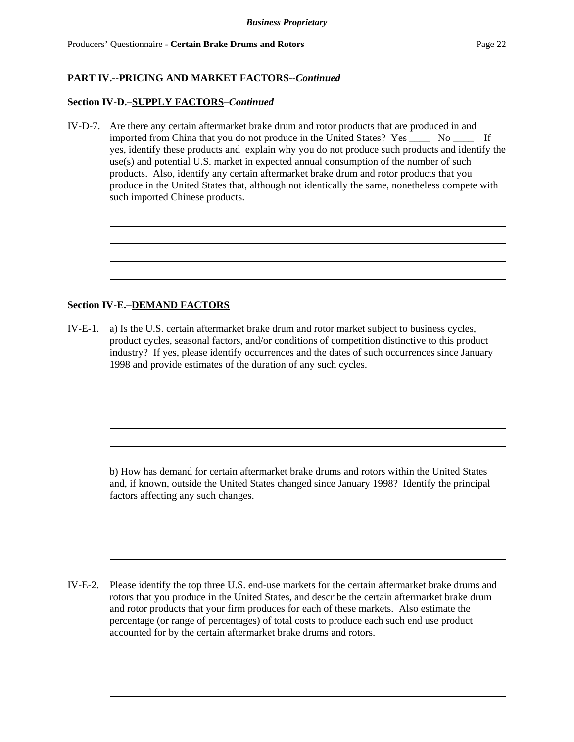**PART IV.--PRICING AND MARKET FACTORS--*Continued***

**Section IV-D.–SUPPLY FACTORS–*Continued***

IV-D-7. Are there any certain aftermarket brake drum and rotor products that are produced in and imported from China that you do not produce in the United States? Yes ____ No ____ If yes, identify these products and explain why you do not produce such products and identify the use(s) and potential U.S. market in expected annual consumption of the number of such products. Also, identify any certain aftermarket brake drum and rotor products that you produce in the United States that, although not identically the same, nonetheless compete with such imported Chinese products.

---

---

---

---

**Section IV-E.–DEMAND FACTORS**

IV-E-1. a) Is the U.S. certain aftermarket brake drum and rotor market subject to business cycles, product cycles, seasonal factors, and/or conditions of competition distinctive to this product industry? If yes, please identify occurrences and the dates of such occurrences since January 1998 and provide estimates of the duration of any such cycles.

---

---

---

---

b) How has demand for certain aftermarket brake drums and rotors within the United States and, if known, outside the United States changed since January 1998? Identify the principal factors affecting any such changes.

---

---

---

IV-E-2. Please identify the top three U.S. end-use markets for the certain aftermarket brake drums and rotors that you produce in the United States, and describe the certain aftermarket brake drum and rotor products that your firm produces for each of these markets. Also estimate the percentage (or range of percentages) of total costs to produce each such end use product accounted for by the certain aftermarket brake drums and rotors.

---

---

---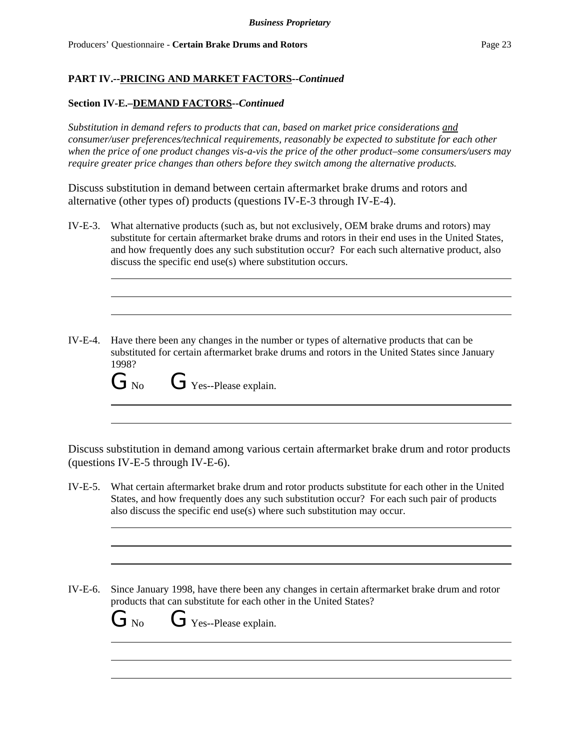**PART IV.--PRICING AND MARKET FACTORS--*Continued***

**Section IV-E.–DEMAND FACTORS--*Continued***

*Substitution in demand refers to products that can, based on market price considerations and consumer/user preferences/technical requirements, reasonably be expected to substitute for each other when the price of one product changes vis-a-vis the price of the other product–some consumers/users may require greater price changes than others before they switch among the alternative products.*

Discuss substitution in demand between certain aftermarket brake drums and rotors and alternative (other types of) products (questions IV-E-3 through IV-E-4).

IV-E-3. What alternative products (such as, but not exclusively, OEM brake drums and rotors) may substitute for certain aftermarket brake drums and rotors in their end uses in the United States, and how frequently does any such substitution occur? For each such alternative product, also discuss the specific end use(s) where substitution occurs.

IV-E-4. Have there been any changes in the number or types of alternative products that can be substituted for certain aftermarket brake drums and rotors in the United States since January 1998?

G No G Yes--Please explain.

Discuss substitution in demand among various certain aftermarket brake drum and rotor products (questions IV-E-5 through IV-E-6).

IV-E-5. What certain aftermarket brake drum and rotor products substitute for each other in the United States, and how frequently does any such substitution occur? For each such pair of products also discuss the specific end use(s) where such substitution may occur.

IV-E-6. Since January 1998, have there been any changes in certain aftermarket brake drum and rotor products that can substitute for each other in the United States?

G No G Yes--Please explain.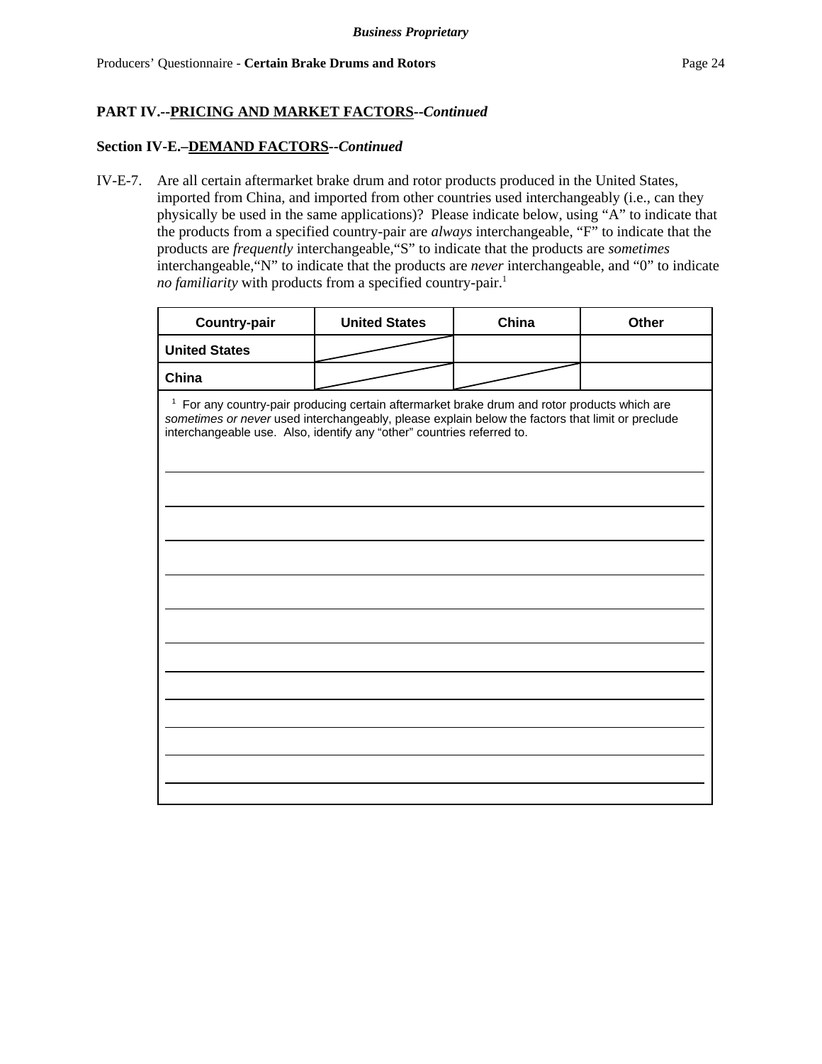*Business Proprietary*

Producers' Questionnaire - **Certain Brake Drums and Rotors**

**PART IV.--PRICING AND MARKET FACTORS--*Continued***

**Section IV-E.–DEMAND FACTORS--*Continued***

IV-E-7. Are all certain aftermarket brake drum and rotor products produced in the United States, imported from China, and imported from other countries used interchangeably (i.e., can they physically be used in the same applications)? Please indicate below, using "A" to indicate that the products from a specified country-pair are *always* interchangeable, "F" to indicate that the products are *frequently* interchangeable,"S" to indicate that the products are *sometimes* interchangeable,"N" to indicate that the products are *never* interchangeable, and "0" to indicate *no familiarity* with products from a specified country-pair.[1]

| Country-pair | United States | China | Other |
|---|---|---|---|
| **United States** | | | |
| **China** | | | |

[1] For any country-pair producing certain aftermarket brake drum and rotor products which are *sometimes or never* used interchangeably, please explain below the factors that limit or preclude interchangeable use. Also, identify any "other" countries referred to.

______________________________________________________________________

______________________________________________________________________

______________________________________________________________________

______________________________________________________________________

______________________________________________________________________

______________________________________________________________________

______________________________________________________________________

______________________________________________________________________

______________________________________________________________________

______________________________________________________________________

______________________________________________________________________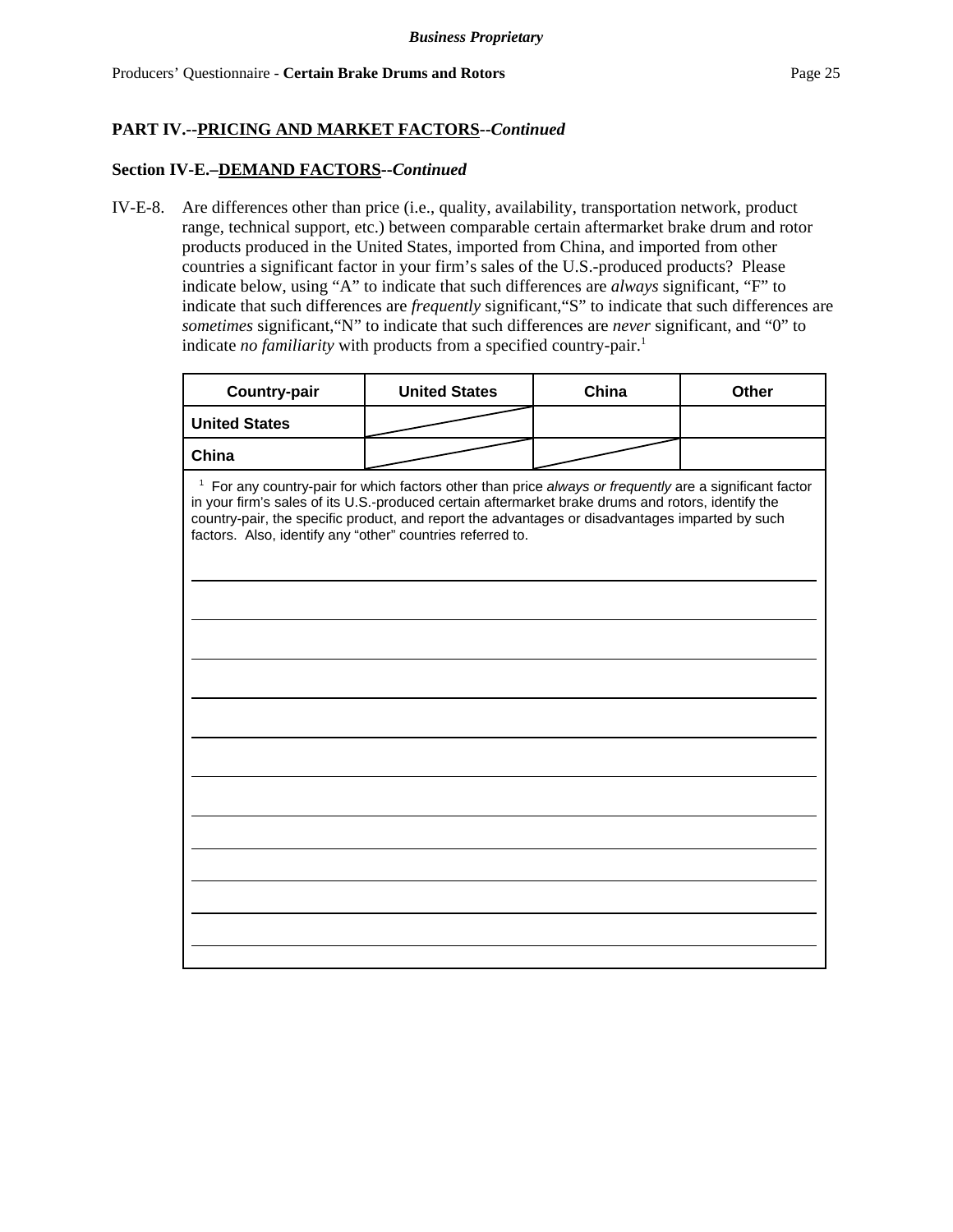**Business Proprietary**

**PART IV.--PRICING AND MARKET FACTORS--*Continued***

**Section IV-E.–DEMAND FACTORS--*Continued***

IV-E-8. Are differences other than price (i.e., quality, availability, transportation network, product range, technical support, etc.) between comparable certain aftermarket brake drum and rotor products produced in the United States, imported from China, and imported from other countries a significant factor in your firm's sales of the U.S.-produced products? Please indicate below, using "A" to indicate that such differences are *always* significant, "F" to indicate that such differences are *frequently* significant,"S" to indicate that such differences are *sometimes* significant,"N" to indicate that such differences are *never* significant, and "0" to indicate *no familiarity* with products from a specified country-pair.[1]

| Country-pair | United States | China | Other |
|---|---|---|---|
| **United States** | / | | |
| **China** | / | / | |

[1] For any country-pair for which factors other than price *always or frequently* are a significant factor in your firm's sales of its U.S.-produced certain aftermarket brake drums and rotors, identify the country-pair, the specific product, and report the advantages or disadvantages imparted by such factors. Also, identify any "other" countries referred to.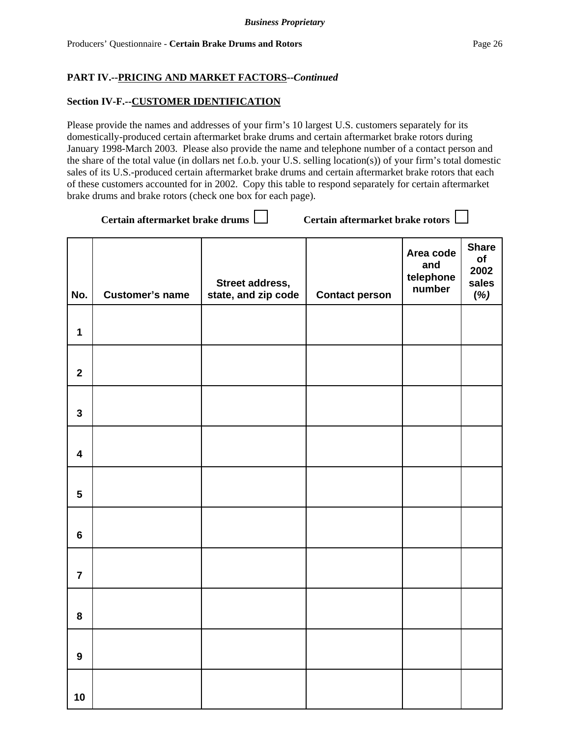**PART IV.--PRICING AND MARKET FACTORS--*Continued***

**Section IV-F.--CUSTOMER IDENTIFICATION**

Please provide the names and addresses of your firm's 10 largest U.S. customers separately for its domestically-produced certain aftermarket brake drums and certain aftermarket brake rotors during January 1998-March 2003. Please also provide the name and telephone number of a contact person and the share of the total value (in dollars net f.o.b. your U.S. selling location(s)) of your firm's total domestic sales of its U.S.-produced certain aftermarket brake drums and certain aftermarket brake rotors that each of these customers accounted for in 2002. Copy this table to respond separately for certain aftermarket brake drums and brake rotors (check one box for each page).

**Certain aftermarket brake drums** ☐ **Certain aftermarket brake rotors** ☐

| No. | Customer's name | Street address, state, and zip code | Contact person | Area code and telephone number | Share of 2002 sales *(%)* |
|---|---|---|---|---|---|
| 1 | | | | | |
| 2 | | | | | |
| 3 | | | | | |
| 4 | | | | | |
| 5 | | | | | |
| 6 | | | | | |
| 7 | | | | | |
| 8 | | | | | |
| 9 | | | | | |
| 10 | | | | | |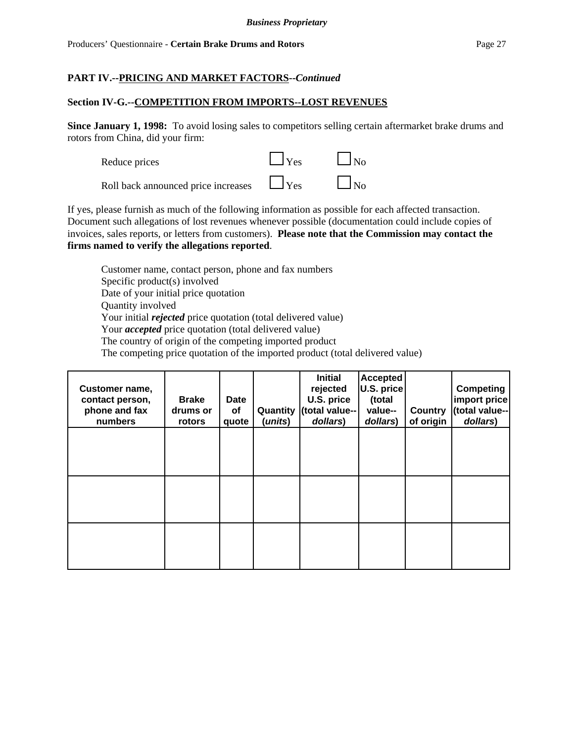**PART IV.--PRICING AND MARKET FACTORS--*Continued***

**Section IV-G.--COMPETITION FROM IMPORTS--LOST REVENUES**

**Since January 1, 1998:** To avoid losing sales to competitors selling certain aftermarket brake drums and rotors from China, did your firm:

Reduce prices ☐ Yes ☐ No

Roll back announced price increases ☐ Yes ☐ No

If yes, please furnish as much of the following information as possible for each affected transaction. Document such allegations of lost revenues whenever possible (documentation could include copies of invoices, sales reports, or letters from customers). **Please note that the Commission may contact the firms named to verify the allegations reported**.

- Customer name, contact person, phone and fax numbers
- Specific product(s) involved
- Date of your initial price quotation
- Quantity involved
- Your initial ***rejected*** price quotation (total delivered value)
- Your ***accepted*** price quotation (total delivered value)
- The country of origin of the competing imported product
- The competing price quotation of the imported product (total delivered value)

| Customer name, contact person, phone and fax numbers | Brake drums or rotors | Date of quote | Quantity (*units*) | Initial rejected U.S. price (total value--*dollars*) | Accepted U.S. price (total value--*dollars*) | Country of origin | Competing import price (total value--*dollars*) |
|---|---|---|---|---|---|---|---|
| | | | | | | | |
| | | | | | | | |
| | | | | | | | |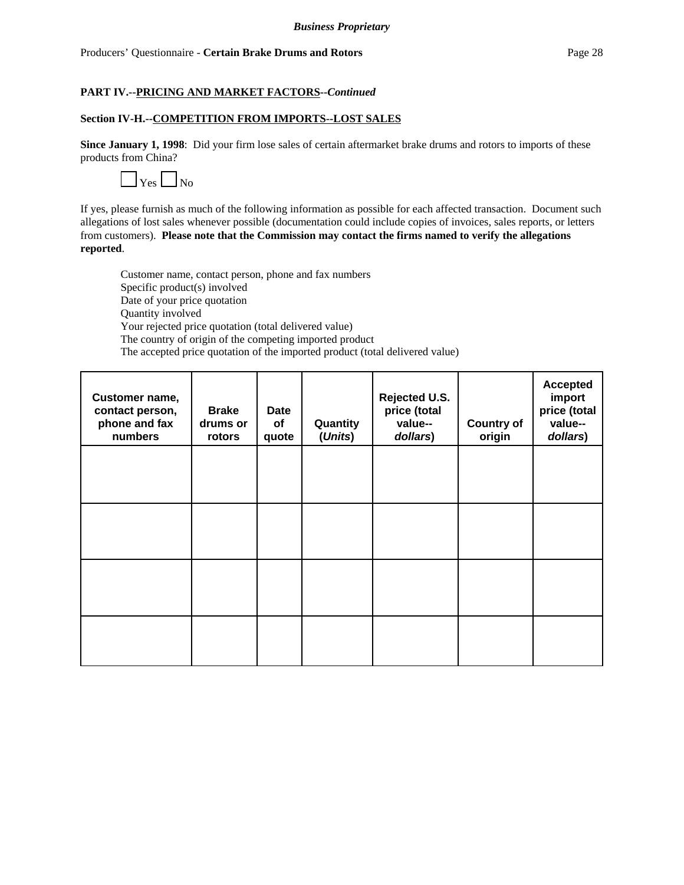**PART IV.--PRICING AND MARKET FACTORS--*Continued***

**Section IV-H.--COMPETITION FROM IMPORTS--LOST SALES**

**Since January 1, 1998**: Did your firm lose sales of certain aftermarket brake drums and rotors to imports of these products from China?

☐ Yes ☐ No

If yes, please furnish as much of the following information as possible for each affected transaction. Document such allegations of lost sales whenever possible (documentation could include copies of invoices, sales reports, or letters from customers). **Please note that the Commission may contact the firms named to verify the allegations reported**.

Customer name, contact person, phone and fax numbers
Specific product(s) involved
Date of your price quotation
Quantity involved
Your rejected price quotation (total delivered value)
The country of origin of the competing imported product
The accepted price quotation of the imported product (total delivered value)

| Customer name, contact person, phone and fax numbers | Brake drums or rotors | Date of quote | Quantity (*Units*) | Rejected U.S. price (total value--*dollars*) | Country of origin | Accepted import price (total value--*dollars*) |
|---|---|---|---|---|---|---|
| | | | | | | |
| | | | | | | |
| | | | | | | |
| | | | | | | |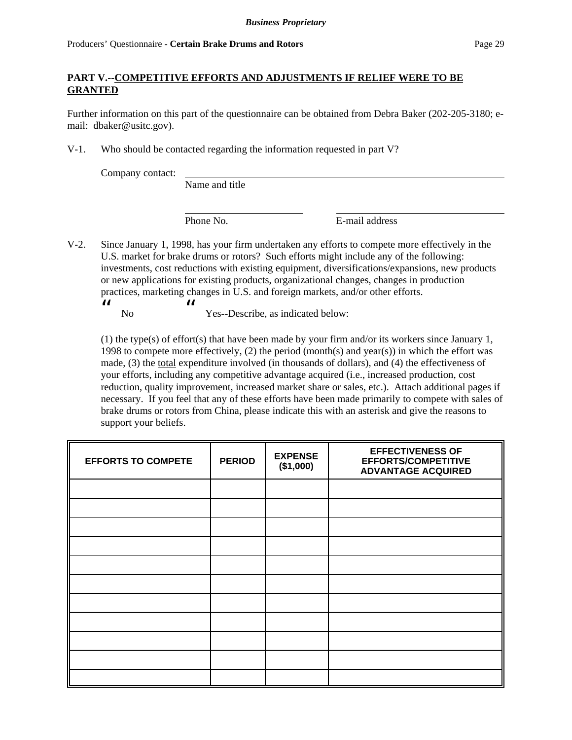## PART V.--COMPETITIVE EFFORTS AND ADJUSTMENTS IF RELIEF WERE TO BE GRANTED

Further information on this part of the questionnaire can be obtained from Debra Baker (202-205-3180; e-mail: dbaker@usitc.gov).

V-1. Who should be contacted regarding the information requested in part V?

Company contact: ______________________________________________
Name and title

______________________ ______________________
Phone No. E-mail address

V-2. Since January 1, 1998, has your firm undertaken any efforts to compete more effectively in the U.S. market for brake drums or rotors? Such efforts might include any of the following: investments, cost reductions with existing equipment, diversifications/expansions, new products or new applications for existing products, organizational changes, changes in production practices, marketing changes in U.S. and foreign markets, and/or other efforts.

" No " Yes--Describe, as indicated below:

(1) the type(s) of effort(s) that have been made by your firm and/or its workers since January 1, 1998 to compete more effectively, (2) the period (month(s) and year(s)) in which the effort was made, (3) the total expenditure involved (in thousands of dollars), and (4) the effectiveness of your efforts, including any competitive advantage acquired (i.e., increased production, cost reduction, quality improvement, increased market share or sales, etc.). Attach additional pages if necessary. If you feel that any of these efforts have been made primarily to compete with sales of brake drums or rotors from China, please indicate this with an asterisk and give the reasons to support your beliefs.

| EFFORTS TO COMPETE | PERIOD | EXPENSE ($1,000) | EFFECTIVENESS OF EFFORTS/COMPETITIVE ADVANTAGE ACQUIRED |
|---|---|---|---|
| | | | |
| | | | |
| | | | |
| | | | |
| | | | |
| | | | |
| | | | |
| | | | |
| | | | |
| | | | |
| | | | |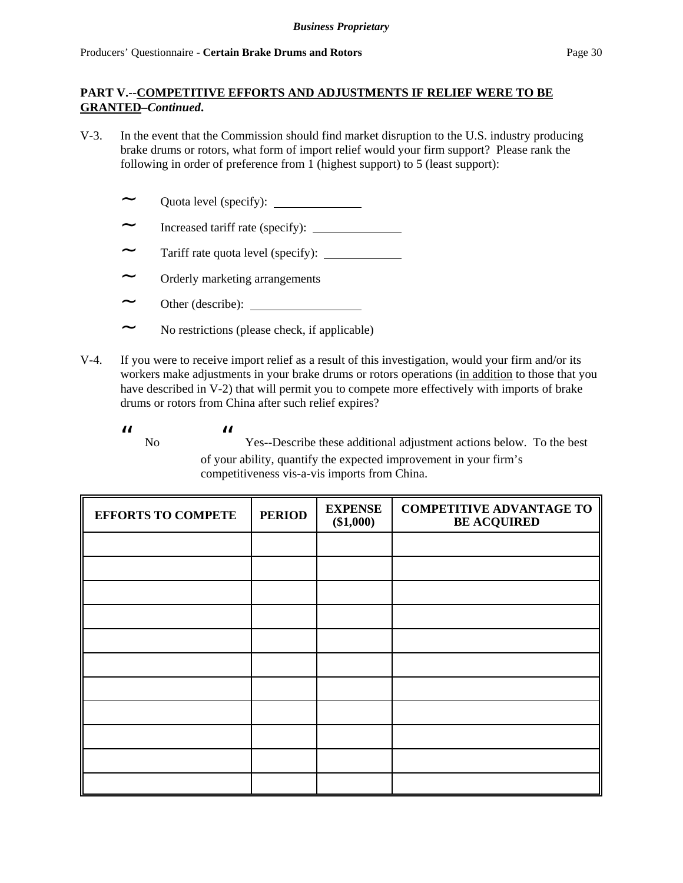**PART V.--COMPETITIVE EFFORTS AND ADJUSTMENTS IF RELIEF WERE TO BE GRANTED–*Continued*.**

V-3. In the event that the Commission should find market disruption to the U.S. industry producing brake drums or rotors, what form of import relief would your firm support? Please rank the following in order of preference from 1 (highest support) to 5 (least support):

~ Quota level (specify): \_\_\_\_\_\_\_\_\_\_\_\_\_\_

~ Increased tariff rate (specify): \_\_\_\_\_\_\_\_\_\_\_\_\_\_

~ Tariff rate quota level (specify): \_\_\_\_\_\_\_\_\_\_\_\_\_\_

~ Orderly marketing arrangements

~ Other (describe): \_\_\_\_\_\_\_\_\_\_\_\_\_\_

~ No restrictions (please check, if applicable)

V-4. If you were to receive import relief as a result of this investigation, would your firm and/or its workers make adjustments in your brake drums or rotors operations (in addition to those that you have described in V-2) that will permit you to compete more effectively with imports of brake drums or rotors from China after such relief expires?

" No " Yes--Describe these additional adjustment actions below. To the best of your ability, quantify the expected improvement in your firm's competitiveness vis-a-vis imports from China.

| EFFORTS TO COMPETE | PERIOD | EXPENSE ($1,000) | COMPETITIVE ADVANTAGE TO BE ACQUIRED |
|---|---|---|---|
| | | | |
| | | | |
| | | | |
| | | | |
| | | | |
| | | | |
| | | | |
| | | | |
| | | | |
| | | | |
| | | | |